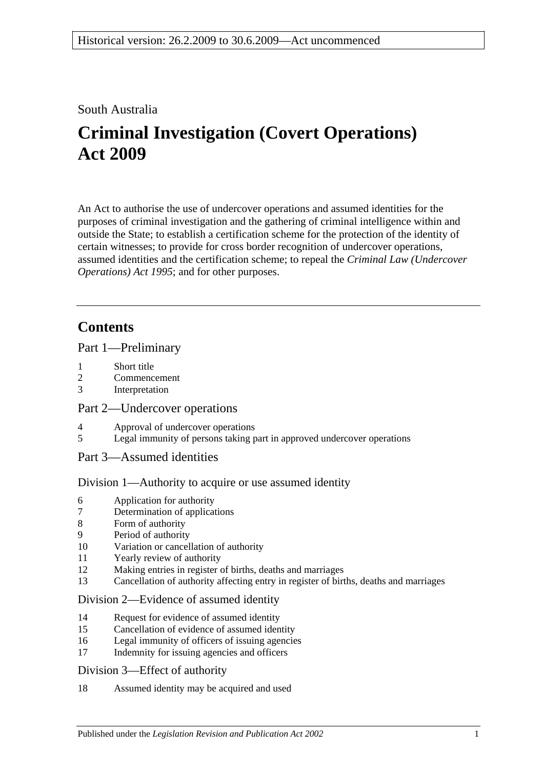Historical version: 26.2.2009 to 30.6.2009—Act uncommenced

South Australia

# Criminal Investigation (Covert Operations) Act 2009

An Act to authorise the use of undercover operations and assumed identities for the purposes of criminal investigation and the gathering of criminal intelligence within and outside the State; to establish a certification scheme for the protection of the identity of certain witnesses; to provide for cross border recognition of undercover operations, assumed identities and the certification scheme; to repeal the *Criminal Law (Undercover Operations) Act 1995*; and for other purposes.

## Contents

Part 1—Preliminary

1 Short title
2 Commencement
3 Interpretation

Part 2—Undercover operations

4 Approval of undercover operations
5 Legal immunity of persons taking part in approved undercover operations

Part 3—Assumed identities

Division 1—Authority to acquire or use assumed identity

6 Application for authority
7 Determination of applications
8 Form of authority
9 Period of authority
10 Variation or cancellation of authority
11 Yearly review of authority
12 Making entries in register of births, deaths and marriages
13 Cancellation of authority affecting entry in register of births, deaths and marriages

Division 2—Evidence of assumed identity

14 Request for evidence of assumed identity
15 Cancellation of evidence of assumed identity
16 Legal immunity of officers of issuing agencies
17 Indemnity for issuing agencies and officers

Division 3—Effect of authority

18 Assumed identity may be acquired and used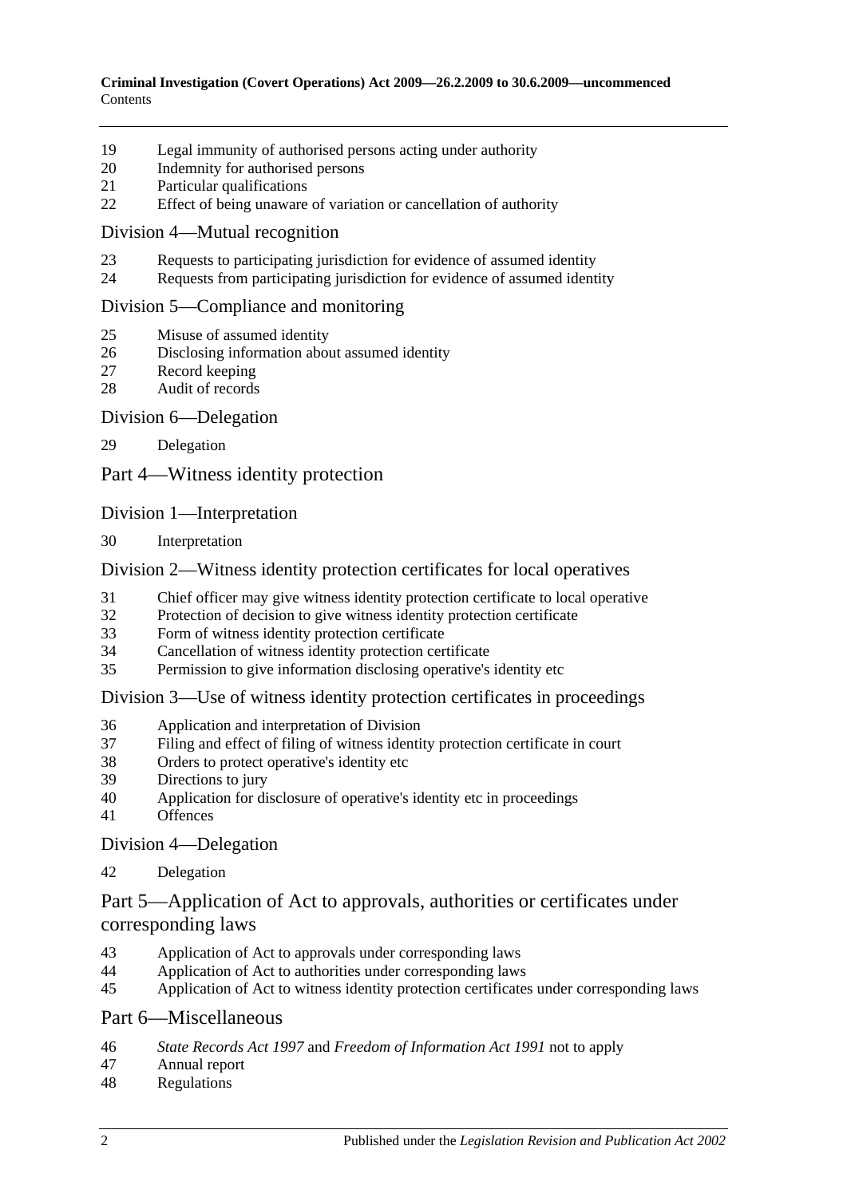19 Legal immunity of authorised persons acting under authority
20 Indemnity for authorised persons
21 Particular qualifications
22 Effect of being unaware of variation or cancellation of authority

## Division 4—Mutual recognition

23 Requests to participating jurisdiction for evidence of assumed identity
24 Requests from participating jurisdiction for evidence of assumed identity

## Division 5—Compliance and monitoring

25 Misuse of assumed identity
26 Disclosing information about assumed identity
27 Record keeping
28 Audit of records

## Division 6—Delegation

29 Delegation

# Part 4—Witness identity protection

## Division 1—Interpretation

30 Interpretation

## Division 2—Witness identity protection certificates for local operatives

31 Chief officer may give witness identity protection certificate to local operative
32 Protection of decision to give witness identity protection certificate
33 Form of witness identity protection certificate
34 Cancellation of witness identity protection certificate
35 Permission to give information disclosing operative's identity etc

## Division 3—Use of witness identity protection certificates in proceedings

36 Application and interpretation of Division
37 Filing and effect of filing of witness identity protection certificate in court
38 Orders to protect operative's identity etc
39 Directions to jury
40 Application for disclosure of operative's identity etc in proceedings
41 Offences

## Division 4—Delegation

42 Delegation

# Part 5—Application of Act to approvals, authorities or certificates under corresponding laws

43 Application of Act to approvals under corresponding laws
44 Application of Act to authorities under corresponding laws
45 Application of Act to witness identity protection certificates under corresponding laws

# Part 6—Miscellaneous

46 *State Records Act 1997* and *Freedom of Information Act 1991* not to apply
47 Annual report
48 Regulations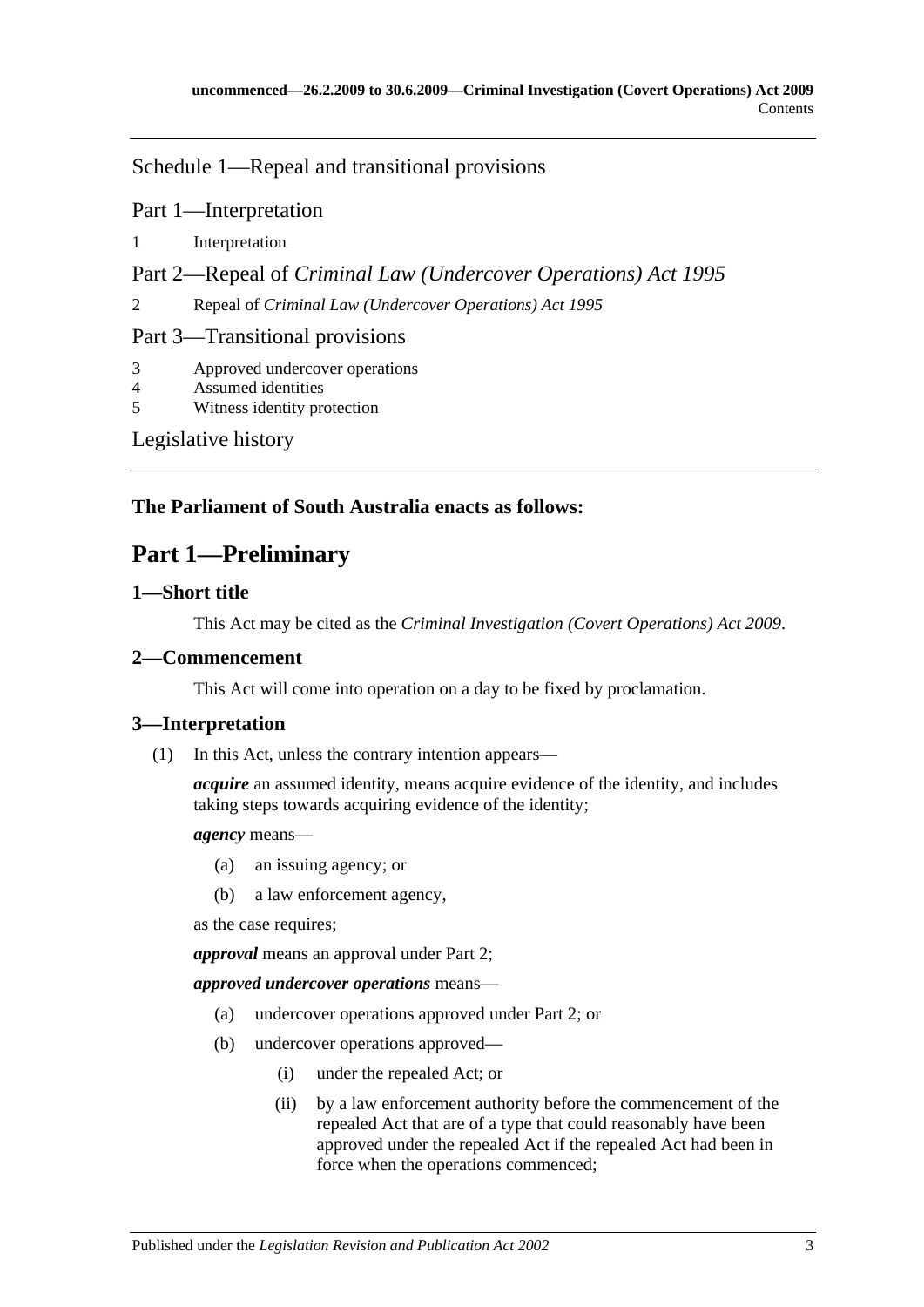Schedule 1—Repeal and transitional provisions

Part 1—Interpretation

1 Interpretation

Part 2—Repeal of *Criminal Law (Undercover Operations) Act 1995*

2 Repeal of *Criminal Law (Undercover Operations) Act 1995*

Part 3—Transitional provisions

3 Approved undercover operations
4 Assumed identities
5 Witness identity protection

Legislative history

**The Parliament of South Australia enacts as follows:**

# Part 1—Preliminary

## 1—Short title

This Act may be cited as the *Criminal Investigation (Covert Operations) Act 2009*.

## 2—Commencement

This Act will come into operation on a day to be fixed by proclamation.

## 3—Interpretation

(1) In this Act, unless the contrary intention appears—

***acquire*** an assumed identity, means acquire evidence of the identity, and includes taking steps towards acquiring evidence of the identity;

***agency*** means—

- (a) an issuing agency; or
- (b) a law enforcement agency,

as the case requires;

***approval*** means an approval under Part 2;

***approved undercover operations*** means—

- (a) undercover operations approved under Part 2; or
- (b) undercover operations approved—
  - (i) under the repealed Act; or
  - (ii) by a law enforcement authority before the commencement of the repealed Act that are of a type that could reasonably have been approved under the repealed Act if the repealed Act had been in force when the operations commenced;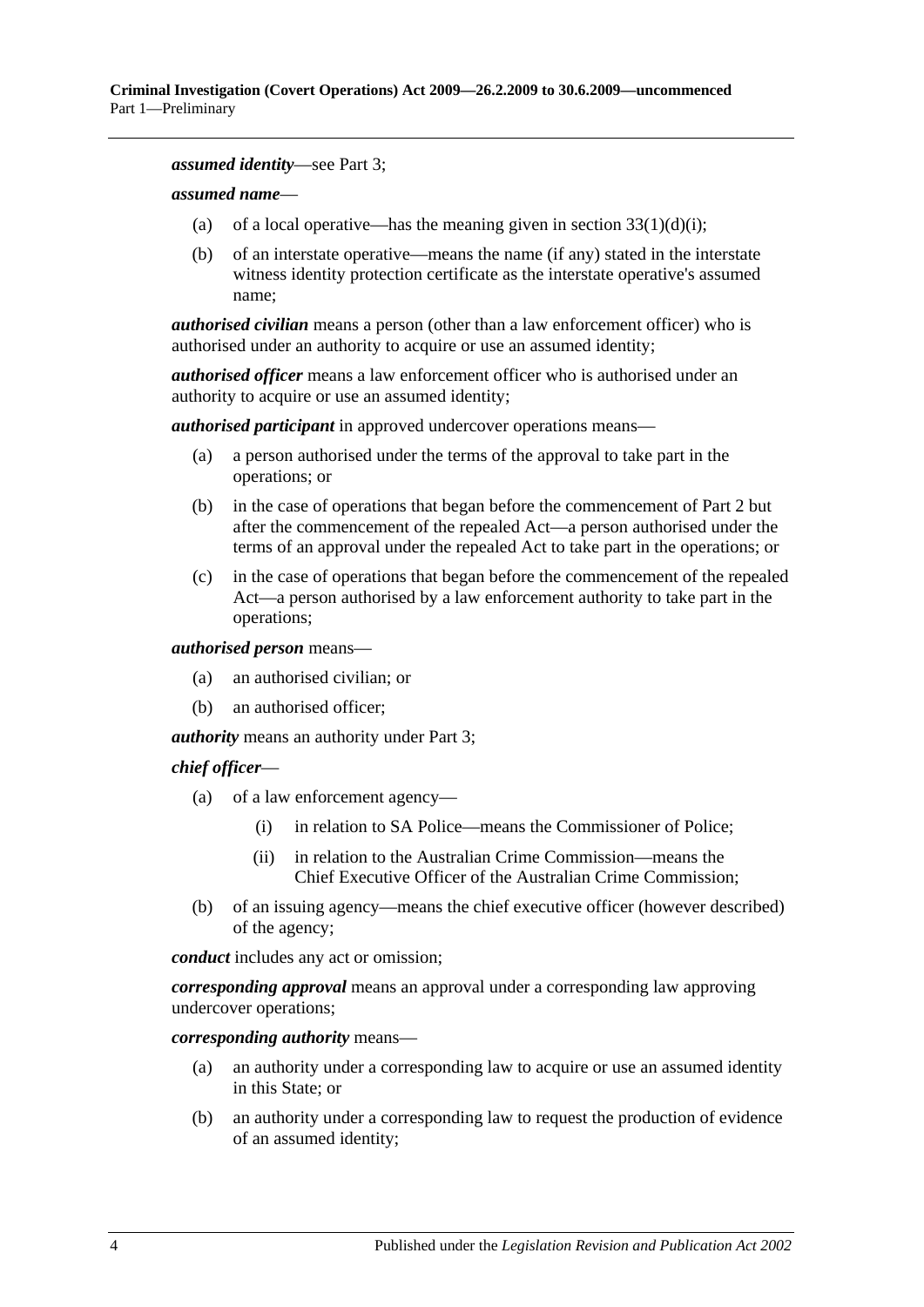***assumed identity***—see Part 3;

***assumed name***—

(a) of a local operative—has the meaning given in section 33(1)(d)(i);

(b) of an interstate operative—means the name (if any) stated in the interstate witness identity protection certificate as the interstate operative's assumed name;

***authorised civilian*** means a person (other than a law enforcement officer) who is authorised under an authority to acquire or use an assumed identity;

***authorised officer*** means a law enforcement officer who is authorised under an authority to acquire or use an assumed identity;

***authorised participant*** in approved undercover operations means—

(a) a person authorised under the terms of the approval to take part in the operations; or

(b) in the case of operations that began before the commencement of Part 2 but after the commencement of the repealed Act—a person authorised under the terms of an approval under the repealed Act to take part in the operations; or

(c) in the case of operations that began before the commencement of the repealed Act—a person authorised by a law enforcement authority to take part in the operations;

***authorised person*** means—

(a) an authorised civilian; or

(b) an authorised officer;

***authority*** means an authority under Part 3;

***chief officer***—

(a) of a law enforcement agency—

(i) in relation to SA Police—means the Commissioner of Police;

(ii) in relation to the Australian Crime Commission—means the Chief Executive Officer of the Australian Crime Commission;

(b) of an issuing agency—means the chief executive officer (however described) of the agency;

***conduct*** includes any act or omission;

***corresponding approval*** means an approval under a corresponding law approving undercover operations;

***corresponding authority*** means—

(a) an authority under a corresponding law to acquire or use an assumed identity in this State; or

(b) an authority under a corresponding law to request the production of evidence of an assumed identity;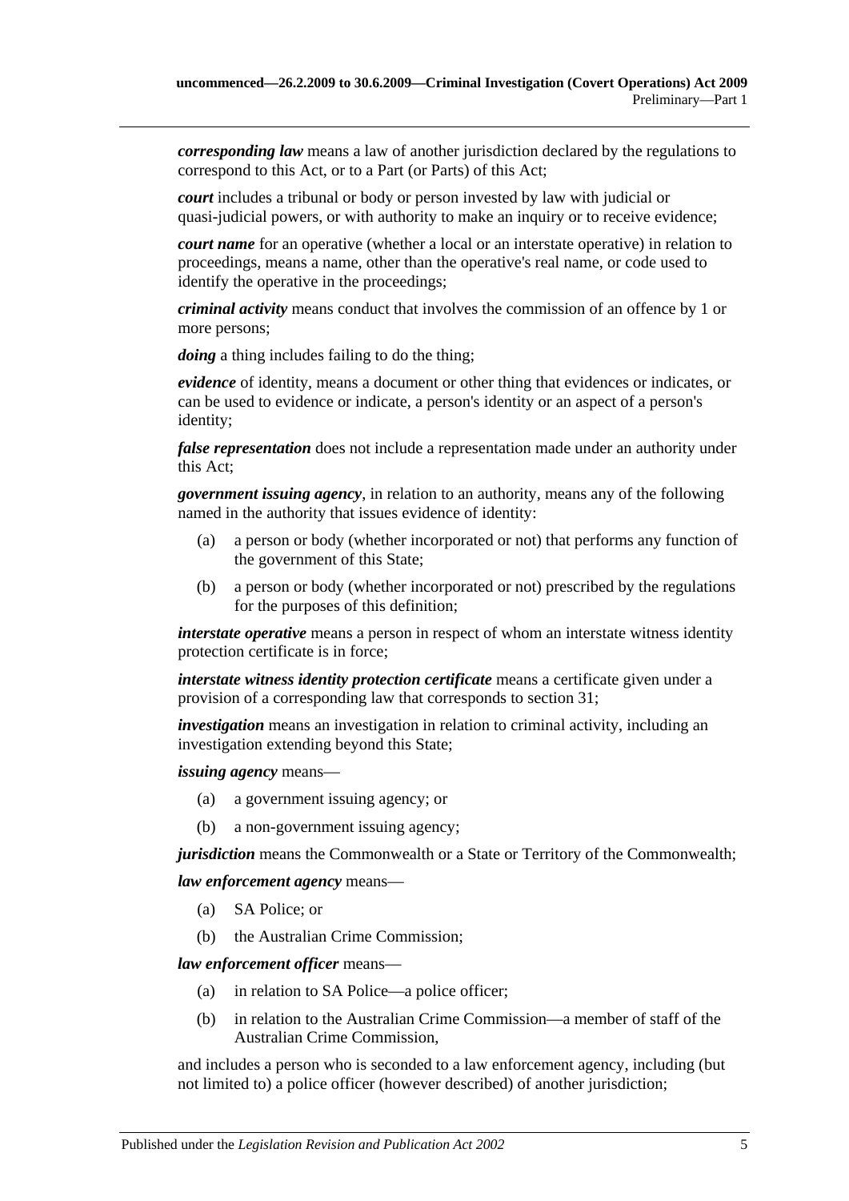***corresponding law*** means a law of another jurisdiction declared by the regulations to correspond to this Act, or to a Part (or Parts) of this Act;

***court*** includes a tribunal or body or person invested by law with judicial or quasi-judicial powers, or with authority to make an inquiry or to receive evidence;

***court name*** for an operative (whether a local or an interstate operative) in relation to proceedings, means a name, other than the operative's real name, or code used to identify the operative in the proceedings;

***criminal activity*** means conduct that involves the commission of an offence by 1 or more persons;

***doing*** a thing includes failing to do the thing;

***evidence*** of identity, means a document or other thing that evidences or indicates, or can be used to evidence or indicate, a person's identity or an aspect of a person's identity;

***false representation*** does not include a representation made under an authority under this Act;

***government issuing agency***, in relation to an authority, means any of the following named in the authority that issues evidence of identity:

(a) a person or body (whether incorporated or not) that performs any function of the government of this State;

(b) a person or body (whether incorporated or not) prescribed by the regulations for the purposes of this definition;

***interstate operative*** means a person in respect of whom an interstate witness identity protection certificate is in force;

***interstate witness identity protection certificate*** means a certificate given under a provision of a corresponding law that corresponds to section 31;

***investigation*** means an investigation in relation to criminal activity, including an investigation extending beyond this State;

***issuing agency*** means—

(a) a government issuing agency; or

(b) a non-government issuing agency;

***jurisdiction*** means the Commonwealth or a State or Territory of the Commonwealth;

***law enforcement agency*** means—

(a) SA Police; or

(b) the Australian Crime Commission;

***law enforcement officer*** means—

(a) in relation to SA Police—a police officer;

(b) in relation to the Australian Crime Commission—a member of staff of the Australian Crime Commission,

and includes a person who is seconded to a law enforcement agency, including (but not limited to) a police officer (however described) of another jurisdiction;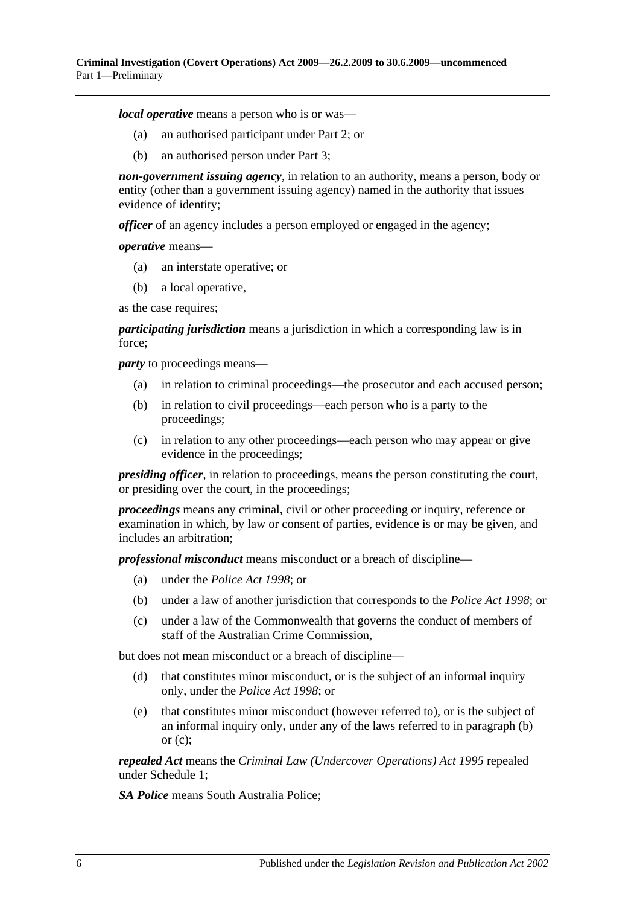***local operative*** means a person who is or was—

- (a) an authorised participant under Part 2; or
- (b) an authorised person under Part 3;

***non-government issuing agency***, in relation to an authority, means a person, body or entity (other than a government issuing agency) named in the authority that issues evidence of identity;

***officer*** of an agency includes a person employed or engaged in the agency;

***operative*** means—

- (a) an interstate operative; or
- (b) a local operative,

as the case requires;

***participating jurisdiction*** means a jurisdiction in which a corresponding law is in force;

***party*** to proceedings means—

- (a) in relation to criminal proceedings—the prosecutor and each accused person;
- (b) in relation to civil proceedings—each person who is a party to the proceedings;
- (c) in relation to any other proceedings—each person who may appear or give evidence in the proceedings;

***presiding officer***, in relation to proceedings, means the person constituting the court, or presiding over the court, in the proceedings;

***proceedings*** means any criminal, civil or other proceeding or inquiry, reference or examination in which, by law or consent of parties, evidence is or may be given, and includes an arbitration;

***professional misconduct*** means misconduct or a breach of discipline—

- (a) under the *Police Act 1998*; or
- (b) under a law of another jurisdiction that corresponds to the *Police Act 1998*; or
- (c) under a law of the Commonwealth that governs the conduct of members of staff of the Australian Crime Commission,

but does not mean misconduct or a breach of discipline—

- (d) that constitutes minor misconduct, or is the subject of an informal inquiry only, under the *Police Act 1998*; or
- (e) that constitutes minor misconduct (however referred to), or is the subject of an informal inquiry only, under any of the laws referred to in paragraph (b) or (c);

***repealed Act*** means the *Criminal Law (Undercover Operations) Act 1995* repealed under Schedule 1;

***SA Police*** means South Australia Police;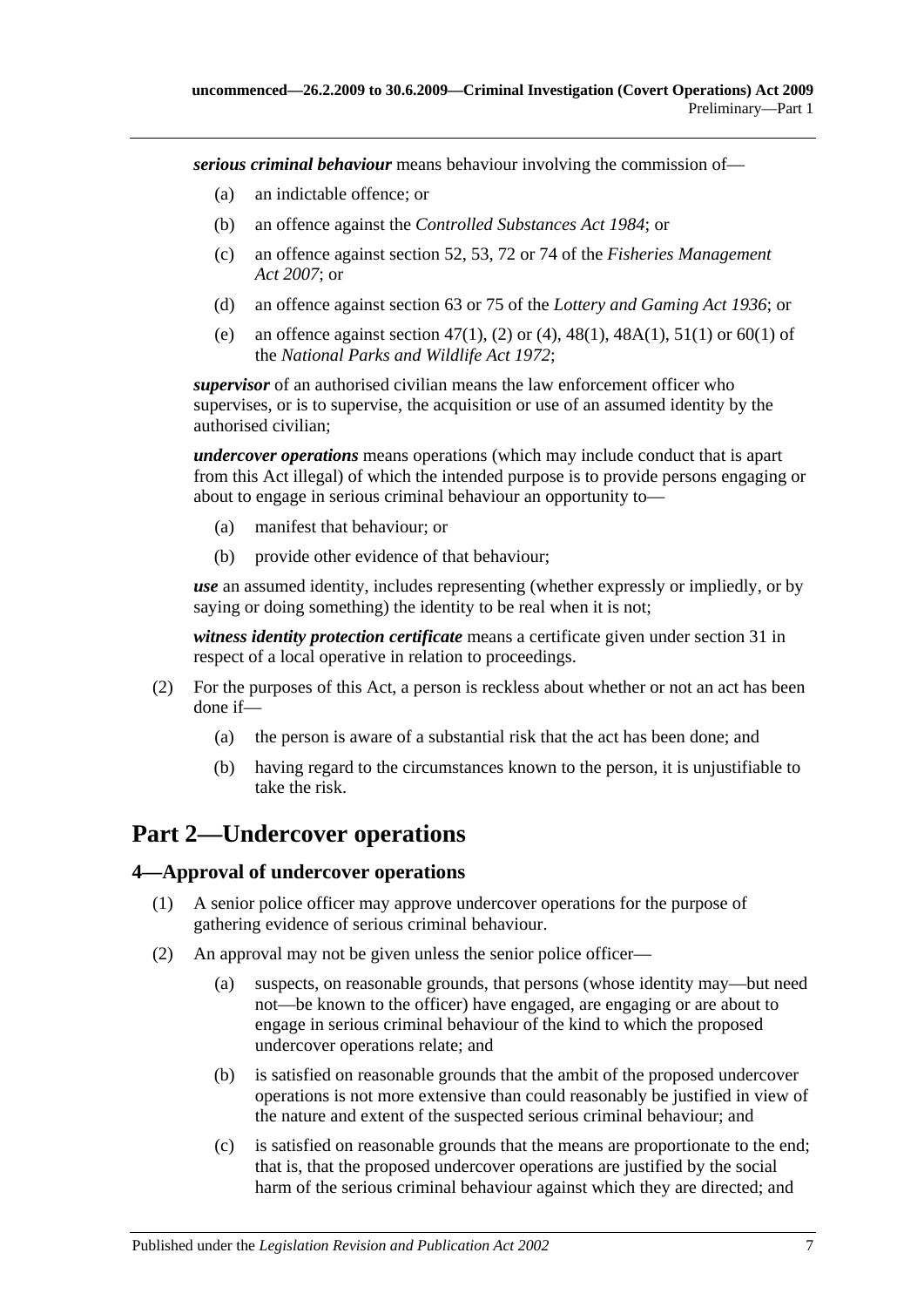***serious criminal behaviour*** means behaviour involving the commission of—

(a) an indictable offence; or

(b) an offence against the *Controlled Substances Act 1984*; or

(c) an offence against section 52, 53, 72 or 74 of the *Fisheries Management Act 2007*; or

(d) an offence against section 63 or 75 of the *Lottery and Gaming Act 1936*; or

(e) an offence against section 47(1), (2) or (4), 48(1), 48A(1), 51(1) or 60(1) of the *National Parks and Wildlife Act 1972*;

***supervisor*** of an authorised civilian means the law enforcement officer who supervises, or is to supervise, the acquisition or use of an assumed identity by the authorised civilian;

***undercover operations*** means operations (which may include conduct that is apart from this Act illegal) of which the intended purpose is to provide persons engaging or about to engage in serious criminal behaviour an opportunity to—

(a) manifest that behaviour; or

(b) provide other evidence of that behaviour;

***use*** an assumed identity, includes representing (whether expressly or impliedly, or by saying or doing something) the identity to be real when it is not;

***witness identity protection certificate*** means a certificate given under section 31 in respect of a local operative in relation to proceedings.

(2) For the purposes of this Act, a person is reckless about whether or not an act has been done if—

(a) the person is aware of a substantial risk that the act has been done; and

(b) having regard to the circumstances known to the person, it is unjustifiable to take the risk.

# Part 2—Undercover operations

## 4—Approval of undercover operations

(1) A senior police officer may approve undercover operations for the purpose of gathering evidence of serious criminal behaviour.

(2) An approval may not be given unless the senior police officer—

(a) suspects, on reasonable grounds, that persons (whose identity may—but need not—be known to the officer) have engaged, are engaging or are about to engage in serious criminal behaviour of the kind to which the proposed undercover operations relate; and

(b) is satisfied on reasonable grounds that the ambit of the proposed undercover operations is not more extensive than could reasonably be justified in view of the nature and extent of the suspected serious criminal behaviour; and

(c) is satisfied on reasonable grounds that the means are proportionate to the end; that is, that the proposed undercover operations are justified by the social harm of the serious criminal behaviour against which they are directed; and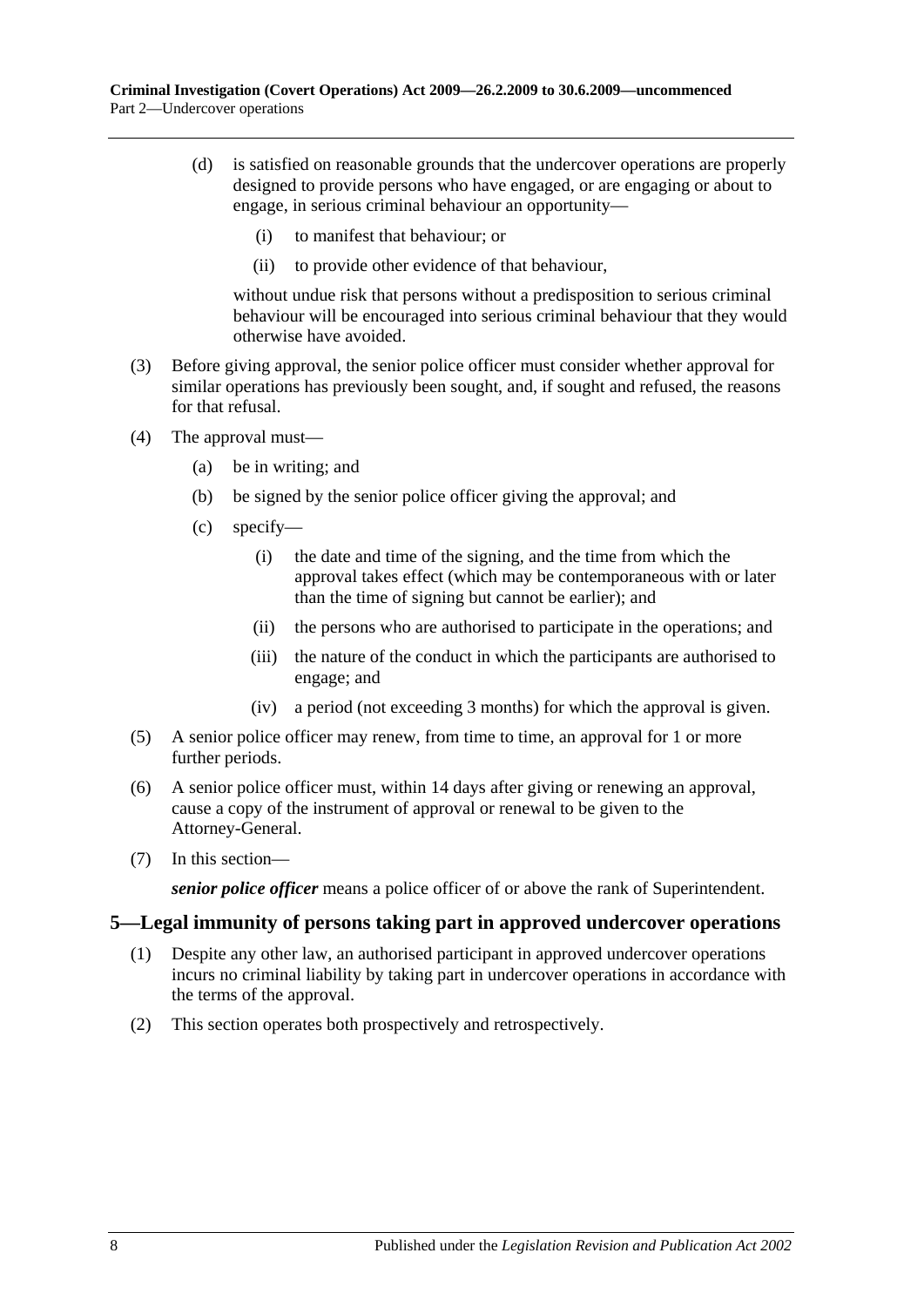(d) is satisfied on reasonable grounds that the undercover operations are properly designed to provide persons who have engaged, or are engaging or about to engage, in serious criminal behaviour an opportunity—

(i) to manifest that behaviour; or

(ii) to provide other evidence of that behaviour,

without undue risk that persons without a predisposition to serious criminal behaviour will be encouraged into serious criminal behaviour that they would otherwise have avoided.

(3) Before giving approval, the senior police officer must consider whether approval for similar operations has previously been sought, and, if sought and refused, the reasons for that refusal.

(4) The approval must—

(a) be in writing; and

(b) be signed by the senior police officer giving the approval; and

(c) specify—

(i) the date and time of the signing, and the time from which the approval takes effect (which may be contemporaneous with or later than the time of signing but cannot be earlier); and

(ii) the persons who are authorised to participate in the operations; and

(iii) the nature of the conduct in which the participants are authorised to engage; and

(iv) a period (not exceeding 3 months) for which the approval is given.

(5) A senior police officer may renew, from time to time, an approval for 1 or more further periods.

(6) A senior police officer must, within 14 days after giving or renewing an approval, cause a copy of the instrument of approval or renewal to be given to the Attorney-General.

(7) In this section—

***senior police officer*** means a police officer of or above the rank of Superintendent.

## 5—Legal immunity of persons taking part in approved undercover operations

(1) Despite any other law, an authorised participant in approved undercover operations incurs no criminal liability by taking part in undercover operations in accordance with the terms of the approval.

(2) This section operates both prospectively and retrospectively.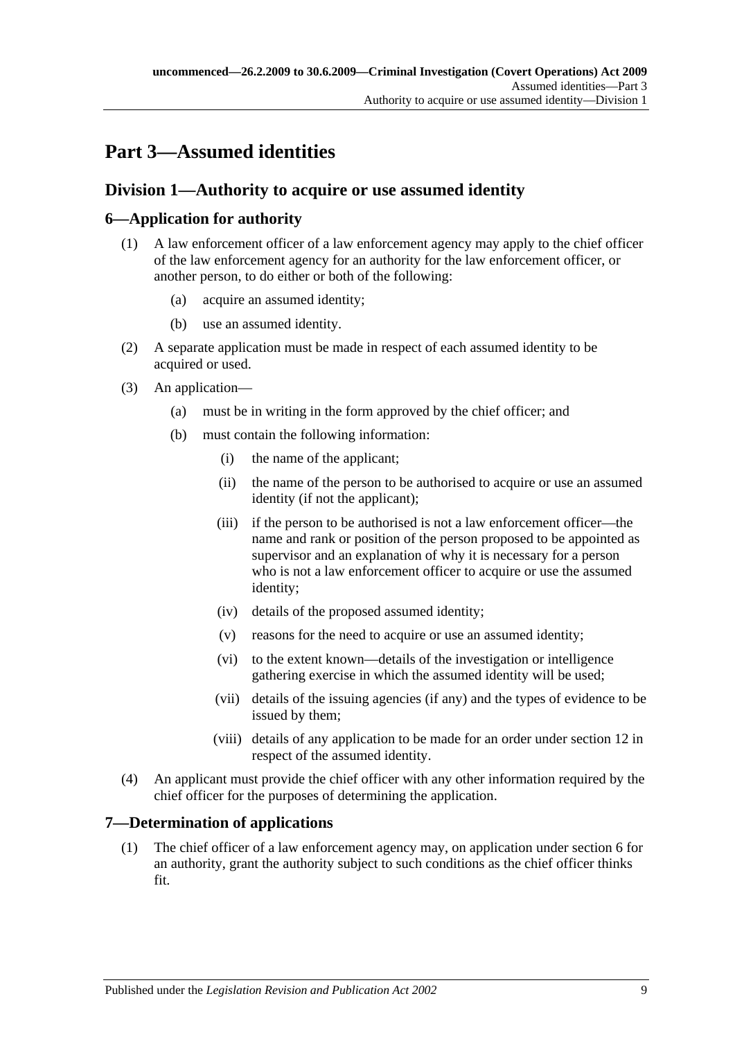# Part 3—Assumed identities

## Division 1—Authority to acquire or use assumed identity

### 6—Application for authority

(1) A law enforcement officer of a law enforcement agency may apply to the chief officer of the law enforcement agency for an authority for the law enforcement officer, or another person, to do either or both of the following:

- (a) acquire an assumed identity;
- (b) use an assumed identity.

(2) A separate application must be made in respect of each assumed identity to be acquired or used.

(3) An application—

- (a) must be in writing in the form approved by the chief officer; and
- (b) must contain the following information:
  - (i) the name of the applicant;
  - (ii) the name of the person to be authorised to acquire or use an assumed identity (if not the applicant);
  - (iii) if the person to be authorised is not a law enforcement officer—the name and rank or position of the person proposed to be appointed as supervisor and an explanation of why it is necessary for a person who is not a law enforcement officer to acquire or use the assumed identity;
  - (iv) details of the proposed assumed identity;
  - (v) reasons for the need to acquire or use an assumed identity;
  - (vi) to the extent known—details of the investigation or intelligence gathering exercise in which the assumed identity will be used;
  - (vii) details of the issuing agencies (if any) and the types of evidence to be issued by them;
  - (viii) details of any application to be made for an order under section 12 in respect of the assumed identity.

(4) An applicant must provide the chief officer with any other information required by the chief officer for the purposes of determining the application.

### 7—Determination of applications

(1) The chief officer of a law enforcement agency may, on application under section 6 for an authority, grant the authority subject to such conditions as the chief officer thinks fit.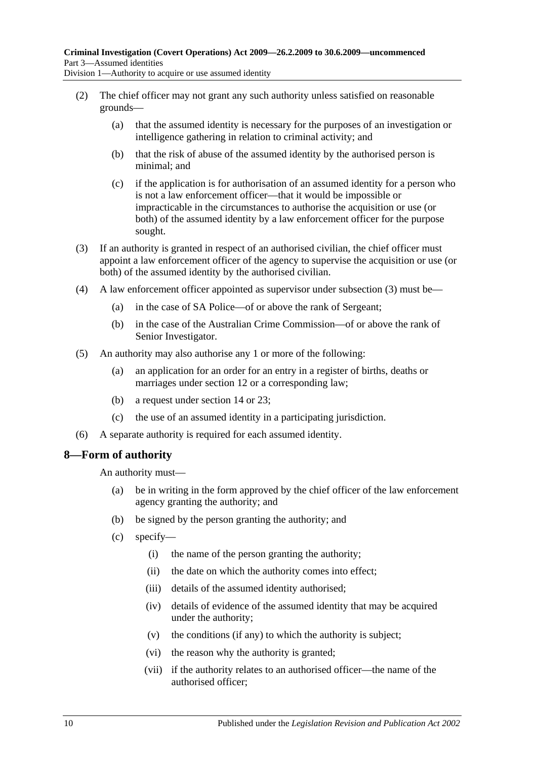(2) The chief officer may not grant any such authority unless satisfied on reasonable grounds—

(a) that the assumed identity is necessary for the purposes of an investigation or intelligence gathering in relation to criminal activity; and

(b) that the risk of abuse of the assumed identity by the authorised person is minimal; and

(c) if the application is for authorisation of an assumed identity for a person who is not a law enforcement officer—that it would be impossible or impracticable in the circumstances to authorise the acquisition or use (or both) of the assumed identity by a law enforcement officer for the purpose sought.

(3) If an authority is granted in respect of an authorised civilian, the chief officer must appoint a law enforcement officer of the agency to supervise the acquisition or use (or both) of the assumed identity by the authorised civilian.

(4) A law enforcement officer appointed as supervisor under subsection (3) must be—

(a) in the case of SA Police—of or above the rank of Sergeant;

(b) in the case of the Australian Crime Commission—of or above the rank of Senior Investigator.

(5) An authority may also authorise any 1 or more of the following:

(a) an application for an order for an entry in a register of births, deaths or marriages under section 12 or a corresponding law;

(b) a request under section 14 or 23;

(c) the use of an assumed identity in a participating jurisdiction.

(6) A separate authority is required for each assumed identity.

## 8—Form of authority

An authority must—

(a) be in writing in the form approved by the chief officer of the law enforcement agency granting the authority; and

(b) be signed by the person granting the authority; and

(c) specify—

(i) the name of the person granting the authority;

(ii) the date on which the authority comes into effect;

(iii) details of the assumed identity authorised;

(iv) details of evidence of the assumed identity that may be acquired under the authority;

(v) the conditions (if any) to which the authority is subject;

(vi) the reason why the authority is granted;

(vii) if the authority relates to an authorised officer—the name of the authorised officer;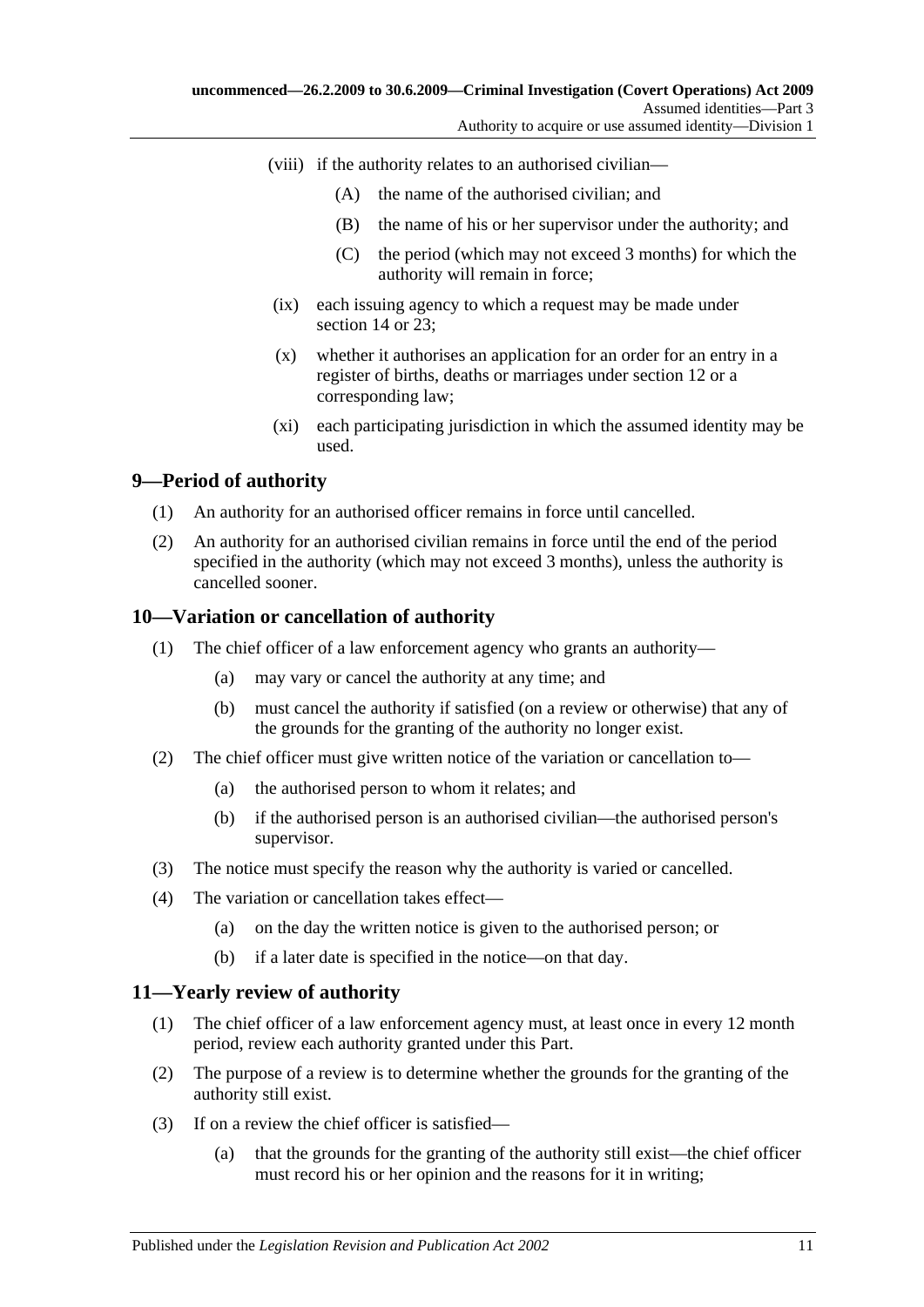(viii) if the authority relates to an authorised civilian—

(A) the name of the authorised civilian; and

(B) the name of his or her supervisor under the authority; and

(C) the period (which may not exceed 3 months) for which the authority will remain in force;

(ix) each issuing agency to which a request may be made under section 14 or 23;

(x) whether it authorises an application for an order for an entry in a register of births, deaths or marriages under section 12 or a corresponding law;

(xi) each participating jurisdiction in which the assumed identity may be used.

## 9—Period of authority

(1) An authority for an authorised officer remains in force until cancelled.

(2) An authority for an authorised civilian remains in force until the end of the period specified in the authority (which may not exceed 3 months), unless the authority is cancelled sooner.

## 10—Variation or cancellation of authority

(1) The chief officer of a law enforcement agency who grants an authority—

(a) may vary or cancel the authority at any time; and

(b) must cancel the authority if satisfied (on a review or otherwise) that any of the grounds for the granting of the authority no longer exist.

(2) The chief officer must give written notice of the variation or cancellation to—

(a) the authorised person to whom it relates; and

(b) if the authorised person is an authorised civilian—the authorised person's supervisor.

(3) The notice must specify the reason why the authority is varied or cancelled.

(4) The variation or cancellation takes effect—

(a) on the day the written notice is given to the authorised person; or

(b) if a later date is specified in the notice—on that day.

## 11—Yearly review of authority

(1) The chief officer of a law enforcement agency must, at least once in every 12 month period, review each authority granted under this Part.

(2) The purpose of a review is to determine whether the grounds for the granting of the authority still exist.

(3) If on a review the chief officer is satisfied—

(a) that the grounds for the granting of the authority still exist—the chief officer must record his or her opinion and the reasons for it in writing;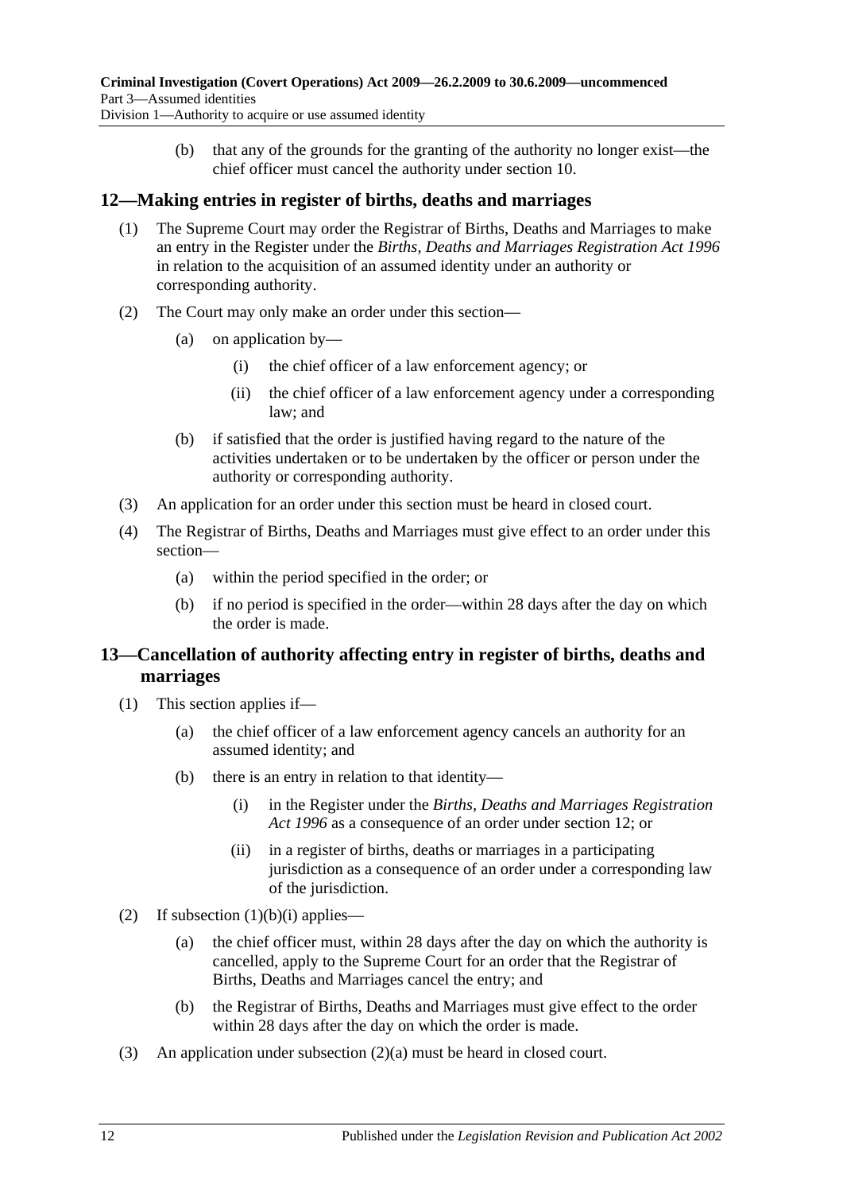(b) that any of the grounds for the granting of the authority no longer exist—the chief officer must cancel the authority under section 10.

## 12—Making entries in register of births, deaths and marriages

(1) The Supreme Court may order the Registrar of Births, Deaths and Marriages to make an entry in the Register under the *Births, Deaths and Marriages Registration Act 1996* in relation to the acquisition of an assumed identity under an authority or corresponding authority.

(2) The Court may only make an order under this section—

(a) on application by—

(i) the chief officer of a law enforcement agency; or

(ii) the chief officer of a law enforcement agency under a corresponding law; and

(b) if satisfied that the order is justified having regard to the nature of the activities undertaken or to be undertaken by the officer or person under the authority or corresponding authority.

(3) An application for an order under this section must be heard in closed court.

(4) The Registrar of Births, Deaths and Marriages must give effect to an order under this section—

(a) within the period specified in the order; or

(b) if no period is specified in the order—within 28 days after the day on which the order is made.

## 13—Cancellation of authority affecting entry in register of births, deaths and marriages

(1) This section applies if—

(a) the chief officer of a law enforcement agency cancels an authority for an assumed identity; and

(b) there is an entry in relation to that identity—

(i) in the Register under the *Births, Deaths and Marriages Registration Act 1996* as a consequence of an order under section 12; or

(ii) in a register of births, deaths or marriages in a participating jurisdiction as a consequence of an order under a corresponding law of the jurisdiction.

(2) If subsection (1)(b)(i) applies—

(a) the chief officer must, within 28 days after the day on which the authority is cancelled, apply to the Supreme Court for an order that the Registrar of Births, Deaths and Marriages cancel the entry; and

(b) the Registrar of Births, Deaths and Marriages must give effect to the order within 28 days after the day on which the order is made.

(3) An application under subsection (2)(a) must be heard in closed court.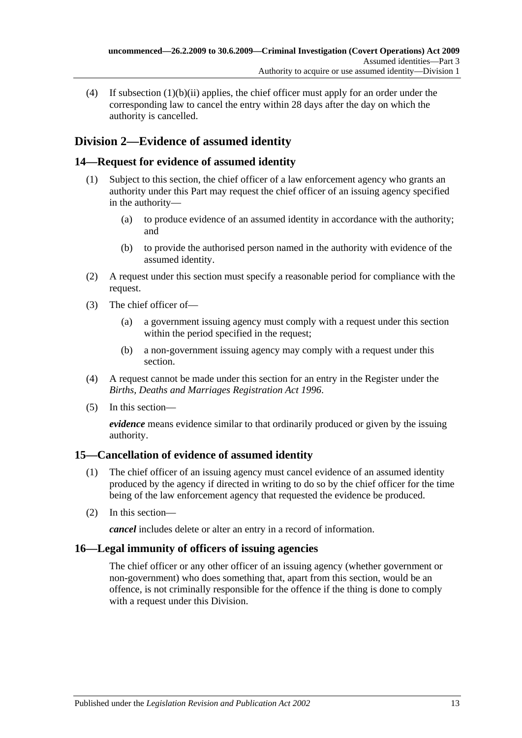(4) If subsection (1)(b)(ii) applies, the chief officer must apply for an order under the corresponding law to cancel the entry within 28 days after the day on which the authority is cancelled.

## Division 2—Evidence of assumed identity

### 14—Request for evidence of assumed identity

(1) Subject to this section, the chief officer of a law enforcement agency who grants an authority under this Part may request the chief officer of an issuing agency specified in the authority—

(a) to produce evidence of an assumed identity in accordance with the authority; and

(b) to provide the authorised person named in the authority with evidence of the assumed identity.

(2) A request under this section must specify a reasonable period for compliance with the request.

(3) The chief officer of—

(a) a government issuing agency must comply with a request under this section within the period specified in the request;

(b) a non-government issuing agency may comply with a request under this section.

(4) A request cannot be made under this section for an entry in the Register under the *Births, Deaths and Marriages Registration Act 1996*.

(5) In this section—

***evidence*** means evidence similar to that ordinarily produced or given by the issuing authority.

### 15—Cancellation of evidence of assumed identity

(1) The chief officer of an issuing agency must cancel evidence of an assumed identity produced by the agency if directed in writing to do so by the chief officer for the time being of the law enforcement agency that requested the evidence be produced.

(2) In this section—

***cancel*** includes delete or alter an entry in a record of information.

### 16—Legal immunity of officers of issuing agencies

The chief officer or any other officer of an issuing agency (whether government or non-government) who does something that, apart from this section, would be an offence, is not criminally responsible for the offence if the thing is done to comply with a request under this Division.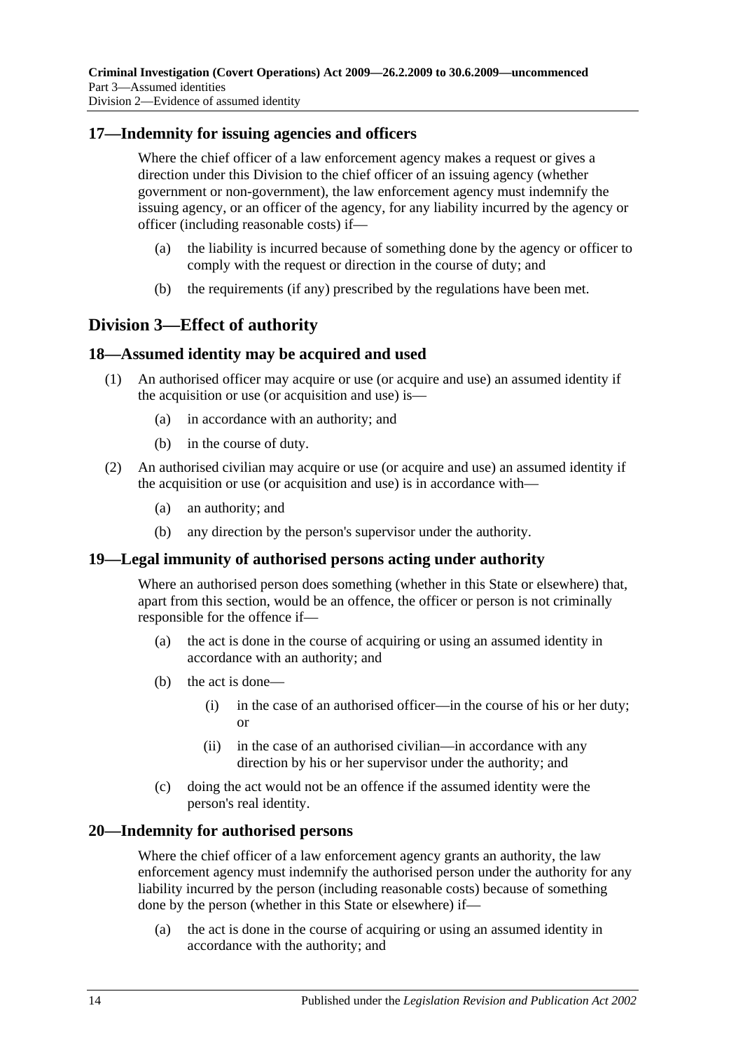## 17—Indemnity for issuing agencies and officers

Where the chief officer of a law enforcement agency makes a request or gives a direction under this Division to the chief officer of an issuing agency (whether government or non-government), the law enforcement agency must indemnify the issuing agency, or an officer of the agency, for any liability incurred by the agency or officer (including reasonable costs) if—

- (a) the liability is incurred because of something done by the agency or officer to comply with the request or direction in the course of duty; and
- (b) the requirements (if any) prescribed by the regulations have been met.

# Division 3—Effect of authority

## 18—Assumed identity may be acquired and used

- (1) An authorised officer may acquire or use (or acquire and use) an assumed identity if the acquisition or use (or acquisition and use) is—
    - (a) in accordance with an authority; and
    - (b) in the course of duty.
- (2) An authorised civilian may acquire or use (or acquire and use) an assumed identity if the acquisition or use (or acquisition and use) is in accordance with—
    - (a) an authority; and
    - (b) any direction by the person's supervisor under the authority.

## 19—Legal immunity of authorised persons acting under authority

Where an authorised person does something (whether in this State or elsewhere) that, apart from this section, would be an offence, the officer or person is not criminally responsible for the offence if—

- (a) the act is done in the course of acquiring or using an assumed identity in accordance with an authority; and
- (b) the act is done—
    - (i) in the case of an authorised officer—in the course of his or her duty; or
    - (ii) in the case of an authorised civilian—in accordance with any direction by his or her supervisor under the authority; and
- (c) doing the act would not be an offence if the assumed identity were the person's real identity.

## 20—Indemnity for authorised persons

Where the chief officer of a law enforcement agency grants an authority, the law enforcement agency must indemnify the authorised person under the authority for any liability incurred by the person (including reasonable costs) because of something done by the person (whether in this State or elsewhere) if—

- (a) the act is done in the course of acquiring or using an assumed identity in accordance with the authority; and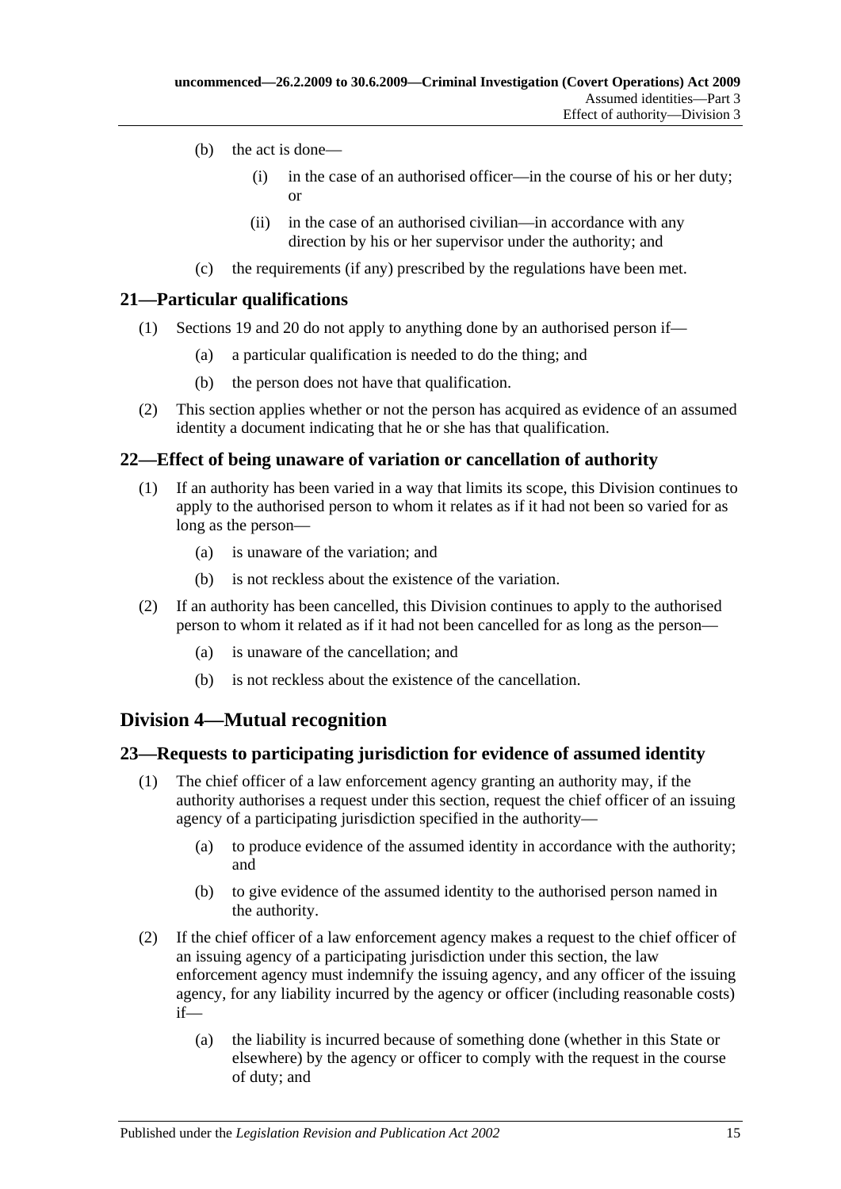(b) the act is done—

  (i) in the case of an authorised officer—in the course of his or her duty; or

  (ii) in the case of an authorised civilian—in accordance with any direction by his or her supervisor under the authority; and

(c) the requirements (if any) prescribed by the regulations have been met.

## 21—Particular qualifications

(1) Sections 19 and 20 do not apply to anything done by an authorised person if—

  (a) a particular qualification is needed to do the thing; and

  (b) the person does not have that qualification.

(2) This section applies whether or not the person has acquired as evidence of an assumed identity a document indicating that he or she has that qualification.

## 22—Effect of being unaware of variation or cancellation of authority

(1) If an authority has been varied in a way that limits its scope, this Division continues to apply to the authorised person to whom it relates as if it had not been so varied for as long as the person—

  (a) is unaware of the variation; and

  (b) is not reckless about the existence of the variation.

(2) If an authority has been cancelled, this Division continues to apply to the authorised person to whom it related as if it had not been cancelled for as long as the person—

  (a) is unaware of the cancellation; and

  (b) is not reckless about the existence of the cancellation.

# Division 4—Mutual recognition

## 23—Requests to participating jurisdiction for evidence of assumed identity

(1) The chief officer of a law enforcement agency granting an authority may, if the authority authorises a request under this section, request the chief officer of an issuing agency of a participating jurisdiction specified in the authority—

  (a) to produce evidence of the assumed identity in accordance with the authority; and

  (b) to give evidence of the assumed identity to the authorised person named in the authority.

(2) If the chief officer of a law enforcement agency makes a request to the chief officer of an issuing agency of a participating jurisdiction under this section, the law enforcement agency must indemnify the issuing agency, and any officer of the issuing agency, for any liability incurred by the agency or officer (including reasonable costs) if—

  (a) the liability is incurred because of something done (whether in this State or elsewhere) by the agency or officer to comply with the request in the course of duty; and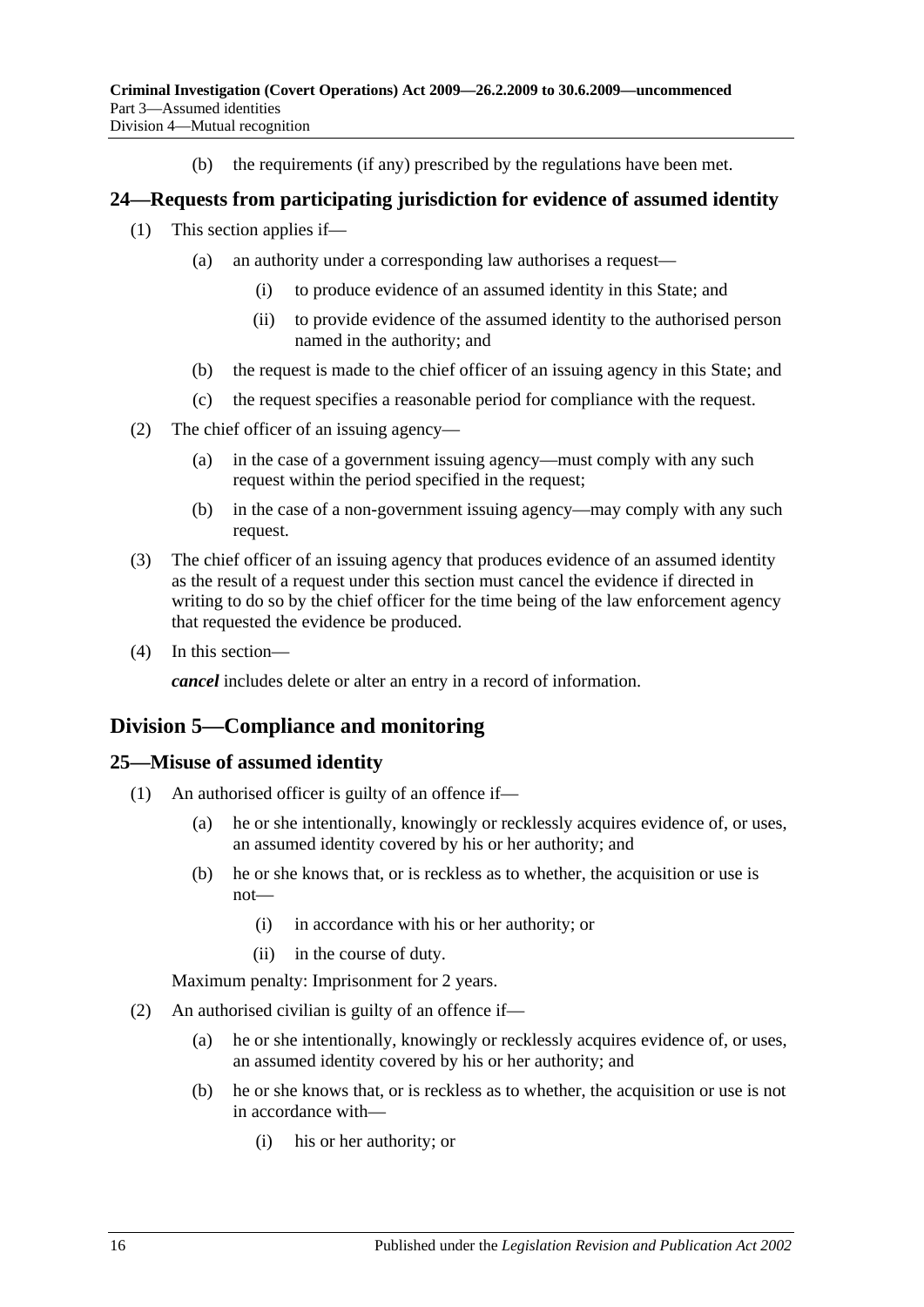(b) the requirements (if any) prescribed by the regulations have been met.

### 24—Requests from participating jurisdiction for evidence of assumed identity

(1) This section applies if—

(a) an authority under a corresponding law authorises a request—

(i) to produce evidence of an assumed identity in this State; and

(ii) to provide evidence of the assumed identity to the authorised person named in the authority; and

(b) the request is made to the chief officer of an issuing agency in this State; and

(c) the request specifies a reasonable period for compliance with the request.

(2) The chief officer of an issuing agency—

(a) in the case of a government issuing agency—must comply with any such request within the period specified in the request;

(b) in the case of a non-government issuing agency—may comply with any such request.

(3) The chief officer of an issuing agency that produces evidence of an assumed identity as the result of a request under this section must cancel the evidence if directed in writing to do so by the chief officer for the time being of the law enforcement agency that requested the evidence be produced.

(4) In this section—

***cancel*** includes delete or alter an entry in a record of information.

## Division 5—Compliance and monitoring

### 25—Misuse of assumed identity

(1) An authorised officer is guilty of an offence if—

(a) he or she intentionally, knowingly or recklessly acquires evidence of, or uses, an assumed identity covered by his or her authority; and

(b) he or she knows that, or is reckless as to whether, the acquisition or use is not—

(i) in accordance with his or her authority; or

(ii) in the course of duty.

Maximum penalty: Imprisonment for 2 years.

(2) An authorised civilian is guilty of an offence if—

(a) he or she intentionally, knowingly or recklessly acquires evidence of, or uses, an assumed identity covered by his or her authority; and

(b) he or she knows that, or is reckless as to whether, the acquisition or use is not in accordance with—

(i) his or her authority; or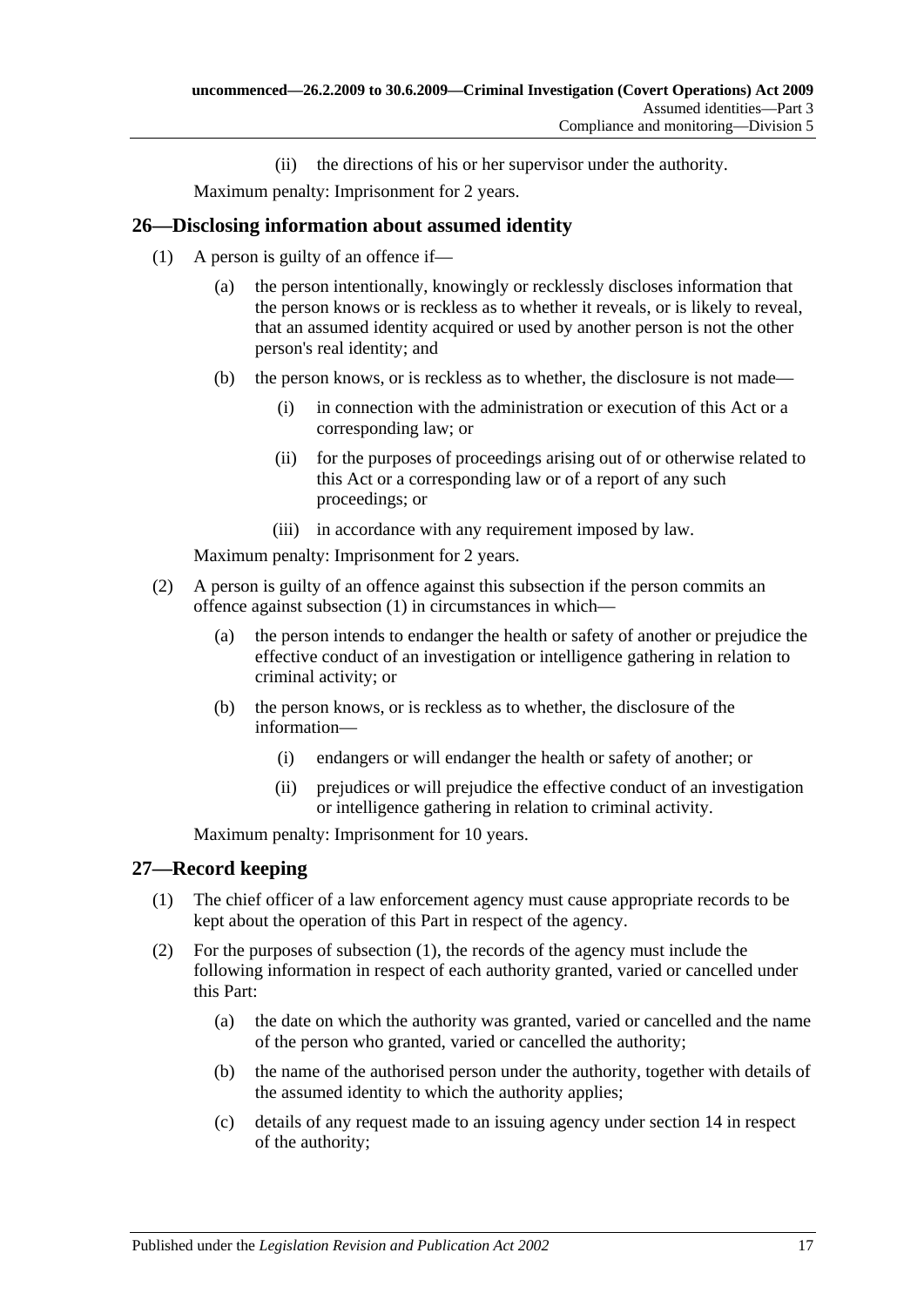(ii) the directions of his or her supervisor under the authority.

Maximum penalty: Imprisonment for 2 years.

## 26—Disclosing information about assumed identity

(1) A person is guilty of an offence if—

(a) the person intentionally, knowingly or recklessly discloses information that the person knows or is reckless as to whether it reveals, or is likely to reveal, that an assumed identity acquired or used by another person is not the other person's real identity; and

(b) the person knows, or is reckless as to whether, the disclosure is not made—

(i) in connection with the administration or execution of this Act or a corresponding law; or

(ii) for the purposes of proceedings arising out of or otherwise related to this Act or a corresponding law or of a report of any such proceedings; or

(iii) in accordance with any requirement imposed by law.

Maximum penalty: Imprisonment for 2 years.

(2) A person is guilty of an offence against this subsection if the person commits an offence against subsection (1) in circumstances in which—

(a) the person intends to endanger the health or safety of another or prejudice the effective conduct of an investigation or intelligence gathering in relation to criminal activity; or

(b) the person knows, or is reckless as to whether, the disclosure of the information—

(i) endangers or will endanger the health or safety of another; or

(ii) prejudices or will prejudice the effective conduct of an investigation or intelligence gathering in relation to criminal activity.

Maximum penalty: Imprisonment for 10 years.

## 27—Record keeping

(1) The chief officer of a law enforcement agency must cause appropriate records to be kept about the operation of this Part in respect of the agency.

(2) For the purposes of subsection (1), the records of the agency must include the following information in respect of each authority granted, varied or cancelled under this Part:

(a) the date on which the authority was granted, varied or cancelled and the name of the person who granted, varied or cancelled the authority;

(b) the name of the authorised person under the authority, together with details of the assumed identity to which the authority applies;

(c) details of any request made to an issuing agency under section 14 in respect of the authority;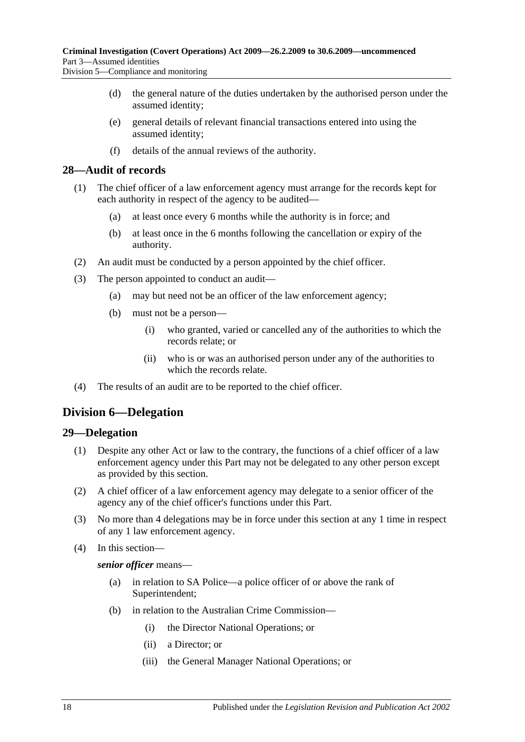(d) the general nature of the duties undertaken by the authorised person under the assumed identity;

(e) general details of relevant financial transactions entered into using the assumed identity;

(f) details of the annual reviews of the authority.

## 28—Audit of records

(1) The chief officer of a law enforcement agency must arrange for the records kept for each authority in respect of the agency to be audited—

(a) at least once every 6 months while the authority is in force; and

(b) at least once in the 6 months following the cancellation or expiry of the authority.

(2) An audit must be conducted by a person appointed by the chief officer.

(3) The person appointed to conduct an audit—

(a) may but need not be an officer of the law enforcement agency;

(b) must not be a person—

(i) who granted, varied or cancelled any of the authorities to which the records relate; or

(ii) who is or was an authorised person under any of the authorities to which the records relate.

(4) The results of an audit are to be reported to the chief officer.

# Division 6—Delegation

## 29—Delegation

(1) Despite any other Act or law to the contrary, the functions of a chief officer of a law enforcement agency under this Part may not be delegated to any other person except as provided by this section.

(2) A chief officer of a law enforcement agency may delegate to a senior officer of the agency any of the chief officer's functions under this Part.

(3) No more than 4 delegations may be in force under this section at any 1 time in respect of any 1 law enforcement agency.

(4) In this section—

***senior officer*** means—

(a) in relation to SA Police—a police officer of or above the rank of Superintendent;

(b) in relation to the Australian Crime Commission—

(i) the Director National Operations; or

(ii) a Director; or

(iii) the General Manager National Operations; or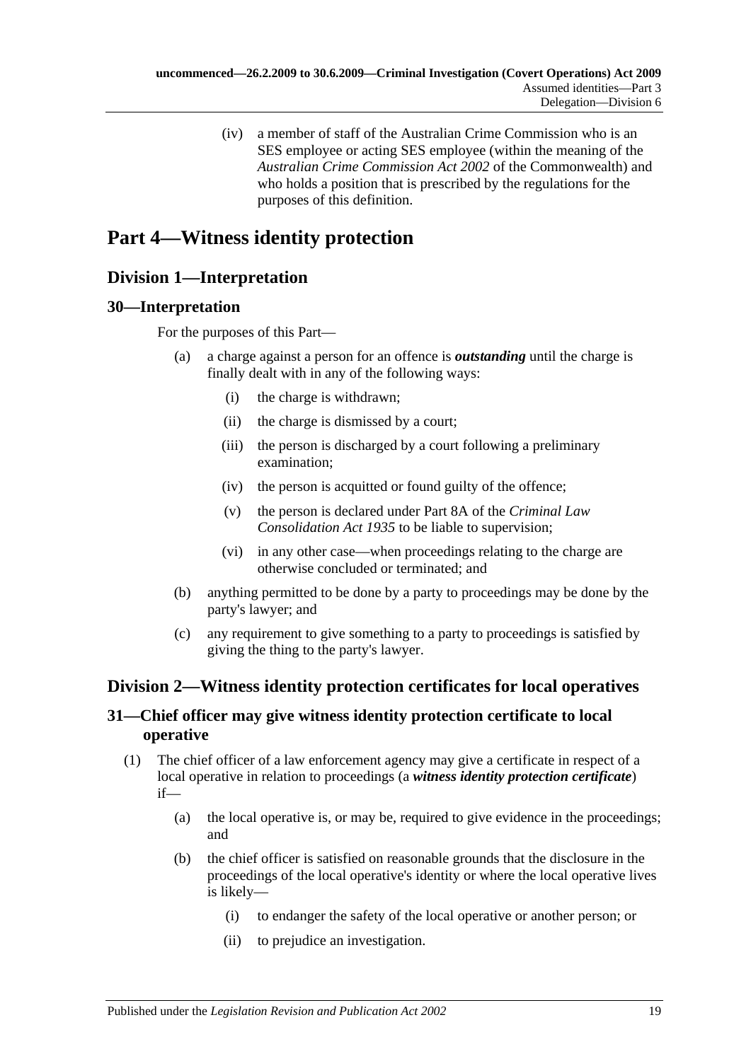(iv) a member of staff of the Australian Crime Commission who is an SES employee or acting SES employee (within the meaning of the *Australian Crime Commission Act 2002* of the Commonwealth) and who holds a position that is prescribed by the regulations for the purposes of this definition.

# Part 4—Witness identity protection

## Division 1—Interpretation

### 30—Interpretation

For the purposes of this Part—

(a) a charge against a person for an offence is ***outstanding*** until the charge is finally dealt with in any of the following ways:

(i) the charge is withdrawn;

(ii) the charge is dismissed by a court;

(iii) the person is discharged by a court following a preliminary examination;

(iv) the person is acquitted or found guilty of the offence;

(v) the person is declared under Part 8A of the *Criminal Law Consolidation Act 1935* to be liable to supervision;

(vi) in any other case—when proceedings relating to the charge are otherwise concluded or terminated; and

(b) anything permitted to be done by a party to proceedings may be done by the party's lawyer; and

(c) any requirement to give something to a party to proceedings is satisfied by giving the thing to the party's lawyer.

## Division 2—Witness identity protection certificates for local operatives

### 31—Chief officer may give witness identity protection certificate to local operative

(1) The chief officer of a law enforcement agency may give a certificate in respect of a local operative in relation to proceedings (a ***witness identity protection certificate***) if—

(a) the local operative is, or may be, required to give evidence in the proceedings; and

(b) the chief officer is satisfied on reasonable grounds that the disclosure in the proceedings of the local operative's identity or where the local operative lives is likely—

(i) to endanger the safety of the local operative or another person; or

(ii) to prejudice an investigation.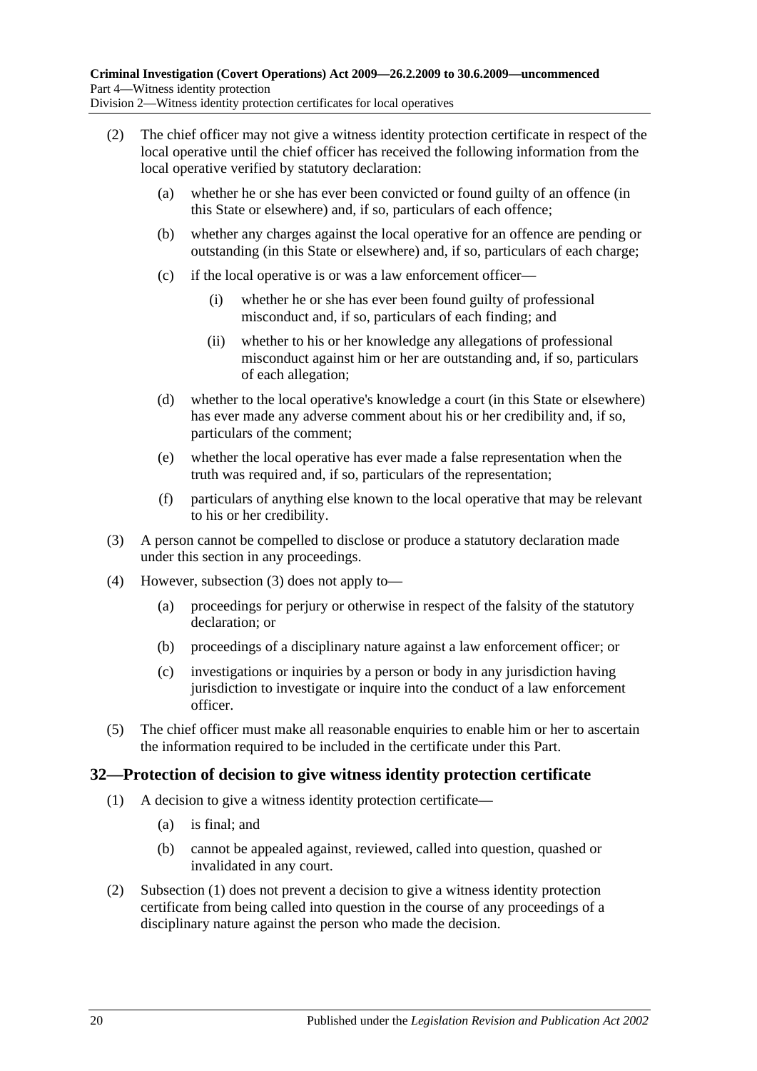(2) The chief officer may not give a witness identity protection certificate in respect of the local operative until the chief officer has received the following information from the local operative verified by statutory declaration:

(a) whether he or she has ever been convicted or found guilty of an offence (in this State or elsewhere) and, if so, particulars of each offence;

(b) whether any charges against the local operative for an offence are pending or outstanding (in this State or elsewhere) and, if so, particulars of each charge;

(c) if the local operative is or was a law enforcement officer—

(i) whether he or she has ever been found guilty of professional misconduct and, if so, particulars of each finding; and

(ii) whether to his or her knowledge any allegations of professional misconduct against him or her are outstanding and, if so, particulars of each allegation;

(d) whether to the local operative's knowledge a court (in this State or elsewhere) has ever made any adverse comment about his or her credibility and, if so, particulars of the comment;

(e) whether the local operative has ever made a false representation when the truth was required and, if so, particulars of the representation;

(f) particulars of anything else known to the local operative that may be relevant to his or her credibility.

(3) A person cannot be compelled to disclose or produce a statutory declaration made under this section in any proceedings.

(4) However, subsection (3) does not apply to—

(a) proceedings for perjury or otherwise in respect of the falsity of the statutory declaration; or

(b) proceedings of a disciplinary nature against a law enforcement officer; or

(c) investigations or inquiries by a person or body in any jurisdiction having jurisdiction to investigate or inquire into the conduct of a law enforcement officer.

(5) The chief officer must make all reasonable enquiries to enable him or her to ascertain the information required to be included in the certificate under this Part.

## 32—Protection of decision to give witness identity protection certificate

(1) A decision to give a witness identity protection certificate—

(a) is final; and

(b) cannot be appealed against, reviewed, called into question, quashed or invalidated in any court.

(2) Subsection (1) does not prevent a decision to give a witness identity protection certificate from being called into question in the course of any proceedings of a disciplinary nature against the person who made the decision.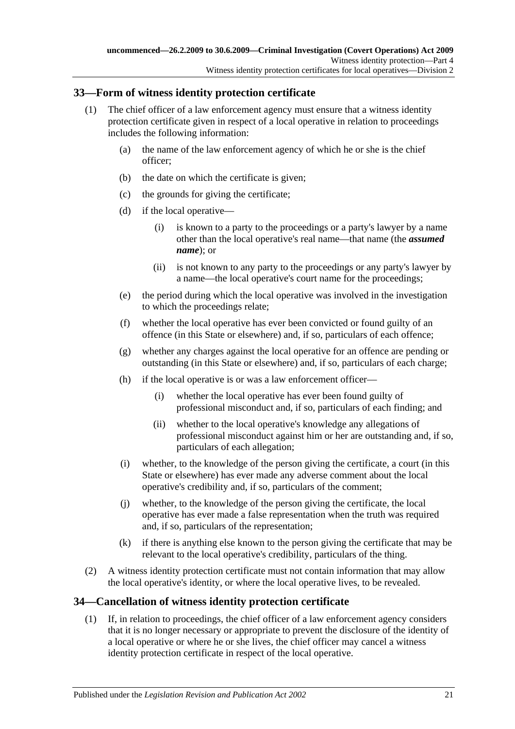## 33—Form of witness identity protection certificate

(1) The chief officer of a law enforcement agency must ensure that a witness identity protection certificate given in respect of a local operative in relation to proceedings includes the following information:

   (a) the name of the law enforcement agency of which he or she is the chief officer;

   (b) the date on which the certificate is given;

   (c) the grounds for giving the certificate;

   (d) if the local operative—

      (i) is known to a party to the proceedings or a party's lawyer by a name other than the local operative's real name—that name (the ***assumed name***); or

      (ii) is not known to any party to the proceedings or any party's lawyer by a name—the local operative's court name for the proceedings;

   (e) the period during which the local operative was involved in the investigation to which the proceedings relate;

   (f) whether the local operative has ever been convicted or found guilty of an offence (in this State or elsewhere) and, if so, particulars of each offence;

   (g) whether any charges against the local operative for an offence are pending or outstanding (in this State or elsewhere) and, if so, particulars of each charge;

   (h) if the local operative is or was a law enforcement officer—

      (i) whether the local operative has ever been found guilty of professional misconduct and, if so, particulars of each finding; and

      (ii) whether to the local operative's knowledge any allegations of professional misconduct against him or her are outstanding and, if so, particulars of each allegation;

   (i) whether, to the knowledge of the person giving the certificate, a court (in this State or elsewhere) has ever made any adverse comment about the local operative's credibility and, if so, particulars of the comment;

   (j) whether, to the knowledge of the person giving the certificate, the local operative has ever made a false representation when the truth was required and, if so, particulars of the representation;

   (k) if there is anything else known to the person giving the certificate that may be relevant to the local operative's credibility, particulars of the thing.

(2) A witness identity protection certificate must not contain information that may allow the local operative's identity, or where the local operative lives, to be revealed.

## 34—Cancellation of witness identity protection certificate

(1) If, in relation to proceedings, the chief officer of a law enforcement agency considers that it is no longer necessary or appropriate to prevent the disclosure of the identity of a local operative or where he or she lives, the chief officer may cancel a witness identity protection certificate in respect of the local operative.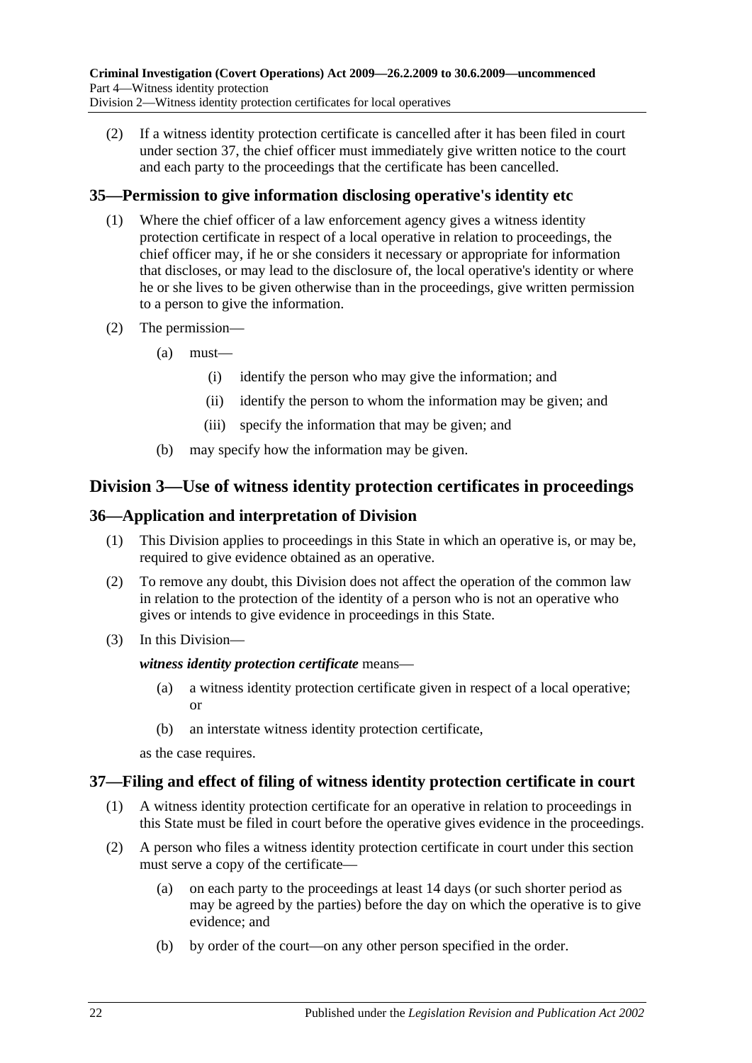(2) If a witness identity protection certificate is cancelled after it has been filed in court under section 37, the chief officer must immediately give written notice to the court and each party to the proceedings that the certificate has been cancelled.

### 35—Permission to give information disclosing operative's identity etc

(1) Where the chief officer of a law enforcement agency gives a witness identity protection certificate in respect of a local operative in relation to proceedings, the chief officer may, if he or she considers it necessary or appropriate for information that discloses, or may lead to the disclosure of, the local operative's identity or where he or she lives to be given otherwise than in the proceedings, give written permission to a person to give the information.

(2) The permission—

- (a) must—
  - (i) identify the person who may give the information; and
  - (ii) identify the person to whom the information may be given; and
  - (iii) specify the information that may be given; and
- (b) may specify how the information may be given.

## Division 3—Use of witness identity protection certificates in proceedings

### 36—Application and interpretation of Division

(1) This Division applies to proceedings in this State in which an operative is, or may be, required to give evidence obtained as an operative.

(2) To remove any doubt, this Division does not affect the operation of the common law in relation to the protection of the identity of a person who is not an operative who gives or intends to give evidence in proceedings in this State.

(3) In this Division—

***witness identity protection certificate*** means—

- (a) a witness identity protection certificate given in respect of a local operative; or
- (b) an interstate witness identity protection certificate,

as the case requires.

### 37—Filing and effect of filing of witness identity protection certificate in court

(1) A witness identity protection certificate for an operative in relation to proceedings in this State must be filed in court before the operative gives evidence in the proceedings.

(2) A person who files a witness identity protection certificate in court under this section must serve a copy of the certificate—

- (a) on each party to the proceedings at least 14 days (or such shorter period as may be agreed by the parties) before the day on which the operative is to give evidence; and
- (b) by order of the court—on any other person specified in the order.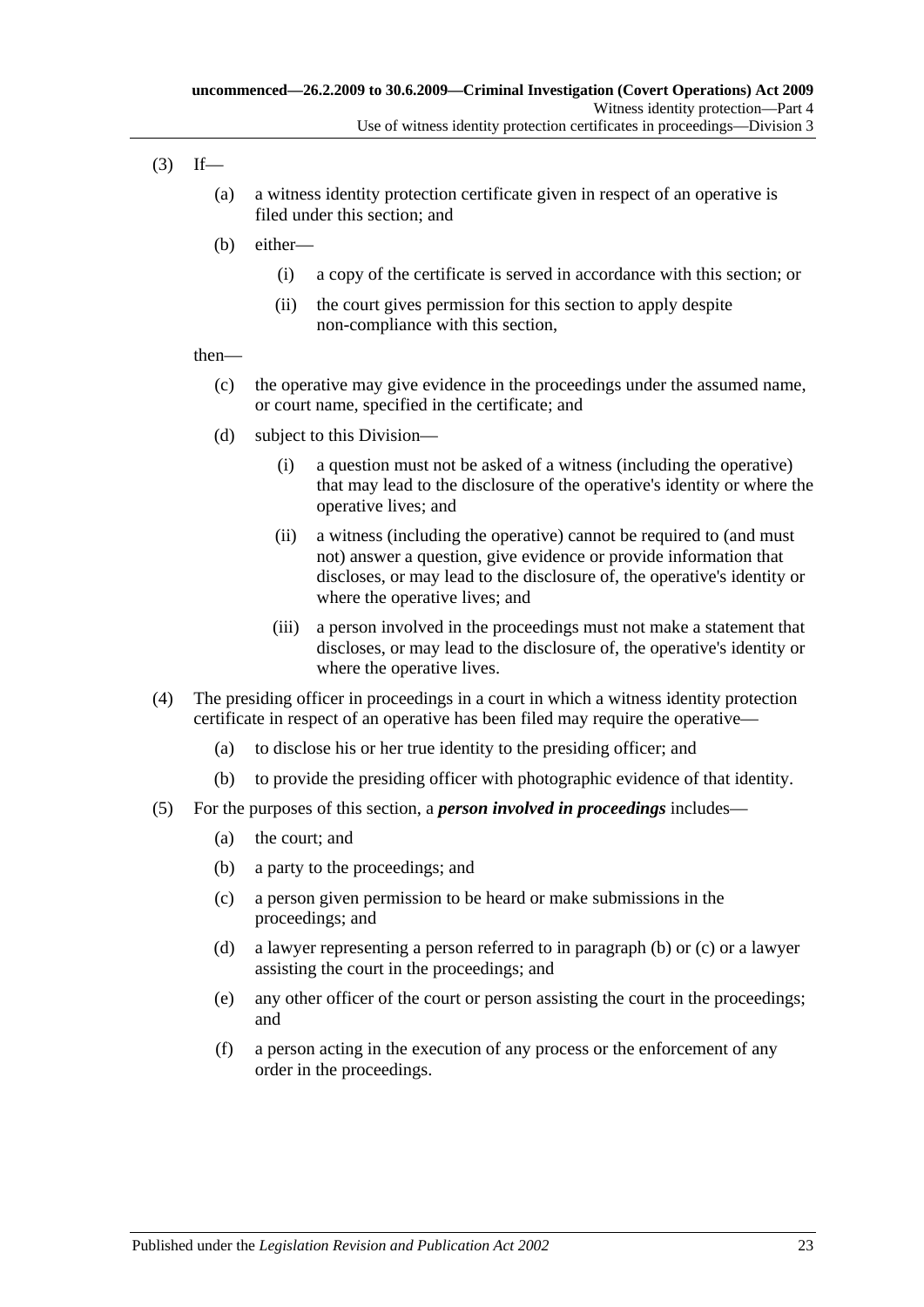(3) If—

 (a) a witness identity protection certificate given in respect of an operative is filed under this section; and

 (b) either—

  (i) a copy of the certificate is served in accordance with this section; or

  (ii) the court gives permission for this section to apply despite non-compliance with this section,

then—

 (c) the operative may give evidence in the proceedings under the assumed name, or court name, specified in the certificate; and

 (d) subject to this Division—

  (i) a question must not be asked of a witness (including the operative) that may lead to the disclosure of the operative's identity or where the operative lives; and

  (ii) a witness (including the operative) cannot be required to (and must not) answer a question, give evidence or provide information that discloses, or may lead to the disclosure of, the operative's identity or where the operative lives; and

  (iii) a person involved in the proceedings must not make a statement that discloses, or may lead to the disclosure of, the operative's identity or where the operative lives.

(4) The presiding officer in proceedings in a court in which a witness identity protection certificate in respect of an operative has been filed may require the operative—

 (a) to disclose his or her true identity to the presiding officer; and

 (b) to provide the presiding officer with photographic evidence of that identity.

(5) For the purposes of this section, a ***person involved in proceedings*** includes—

 (a) the court; and

 (b) a party to the proceedings; and

 (c) a person given permission to be heard or make submissions in the proceedings; and

 (d) a lawyer representing a person referred to in paragraph (b) or (c) or a lawyer assisting the court in the proceedings; and

 (e) any other officer of the court or person assisting the court in the proceedings; and

 (f) a person acting in the execution of any process or the enforcement of any order in the proceedings.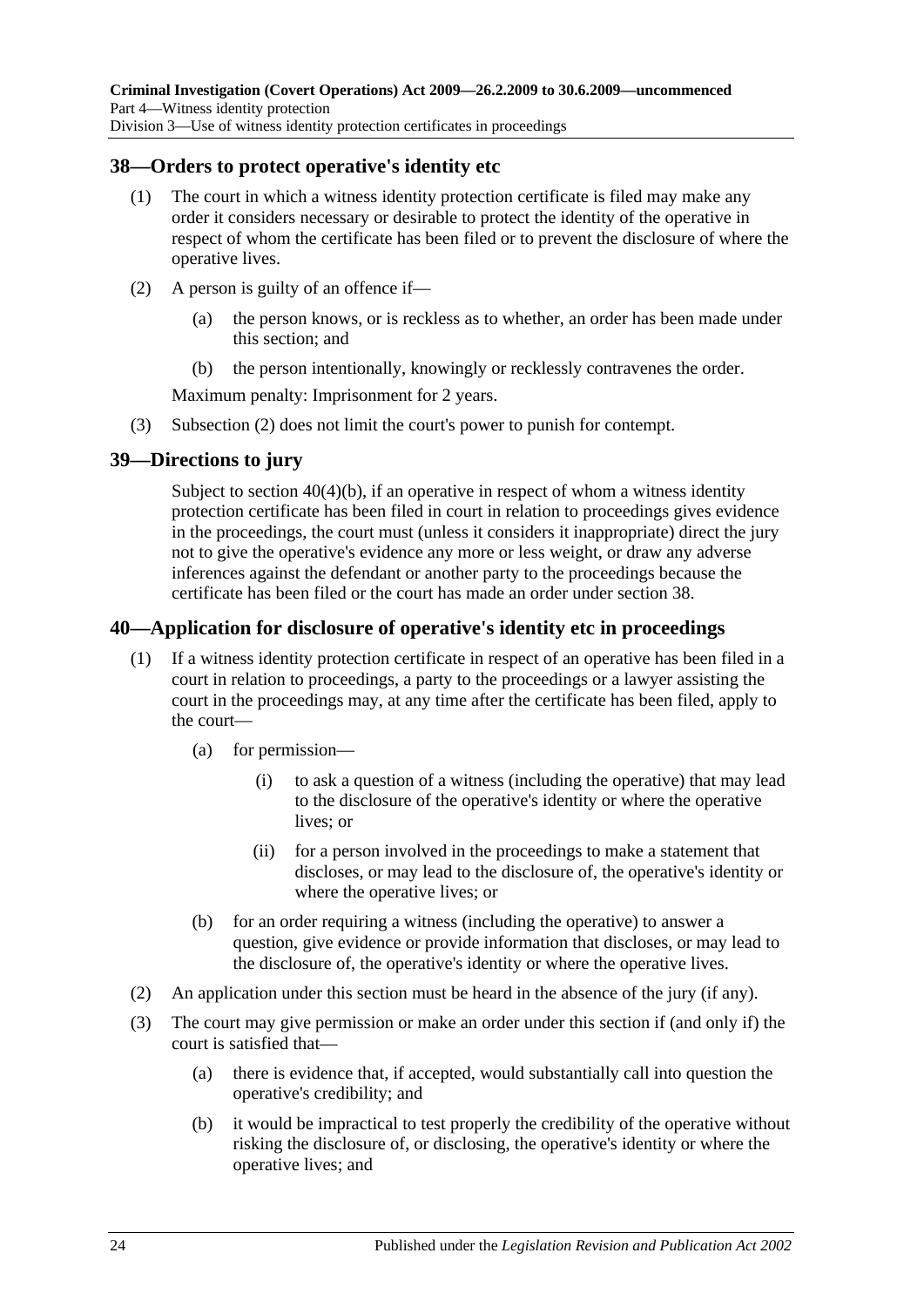## 38—Orders to protect operative's identity etc

(1) The court in which a witness identity protection certificate is filed may make any order it considers necessary or desirable to protect the identity of the operative in respect of whom the certificate has been filed or to prevent the disclosure of where the operative lives.

(2) A person is guilty of an offence if—

(a) the person knows, or is reckless as to whether, an order has been made under this section; and

(b) the person intentionally, knowingly or recklessly contravenes the order.

Maximum penalty: Imprisonment for 2 years.

(3) Subsection (2) does not limit the court's power to punish for contempt.

## 39—Directions to jury

Subject to section 40(4)(b), if an operative in respect of whom a witness identity protection certificate has been filed in court in relation to proceedings gives evidence in the proceedings, the court must (unless it considers it inappropriate) direct the jury not to give the operative's evidence any more or less weight, or draw any adverse inferences against the defendant or another party to the proceedings because the certificate has been filed or the court has made an order under section 38.

## 40—Application for disclosure of operative's identity etc in proceedings

(1) If a witness identity protection certificate in respect of an operative has been filed in a court in relation to proceedings, a party to the proceedings or a lawyer assisting the court in the proceedings may, at any time after the certificate has been filed, apply to the court—

(a) for permission—

(i) to ask a question of a witness (including the operative) that may lead to the disclosure of the operative's identity or where the operative lives; or

(ii) for a person involved in the proceedings to make a statement that discloses, or may lead to the disclosure of, the operative's identity or where the operative lives; or

(b) for an order requiring a witness (including the operative) to answer a question, give evidence or provide information that discloses, or may lead to the disclosure of, the operative's identity or where the operative lives.

(2) An application under this section must be heard in the absence of the jury (if any).

(3) The court may give permission or make an order under this section if (and only if) the court is satisfied that—

(a) there is evidence that, if accepted, would substantially call into question the operative's credibility; and

(b) it would be impractical to test properly the credibility of the operative without risking the disclosure of, or disclosing, the operative's identity or where the operative lives; and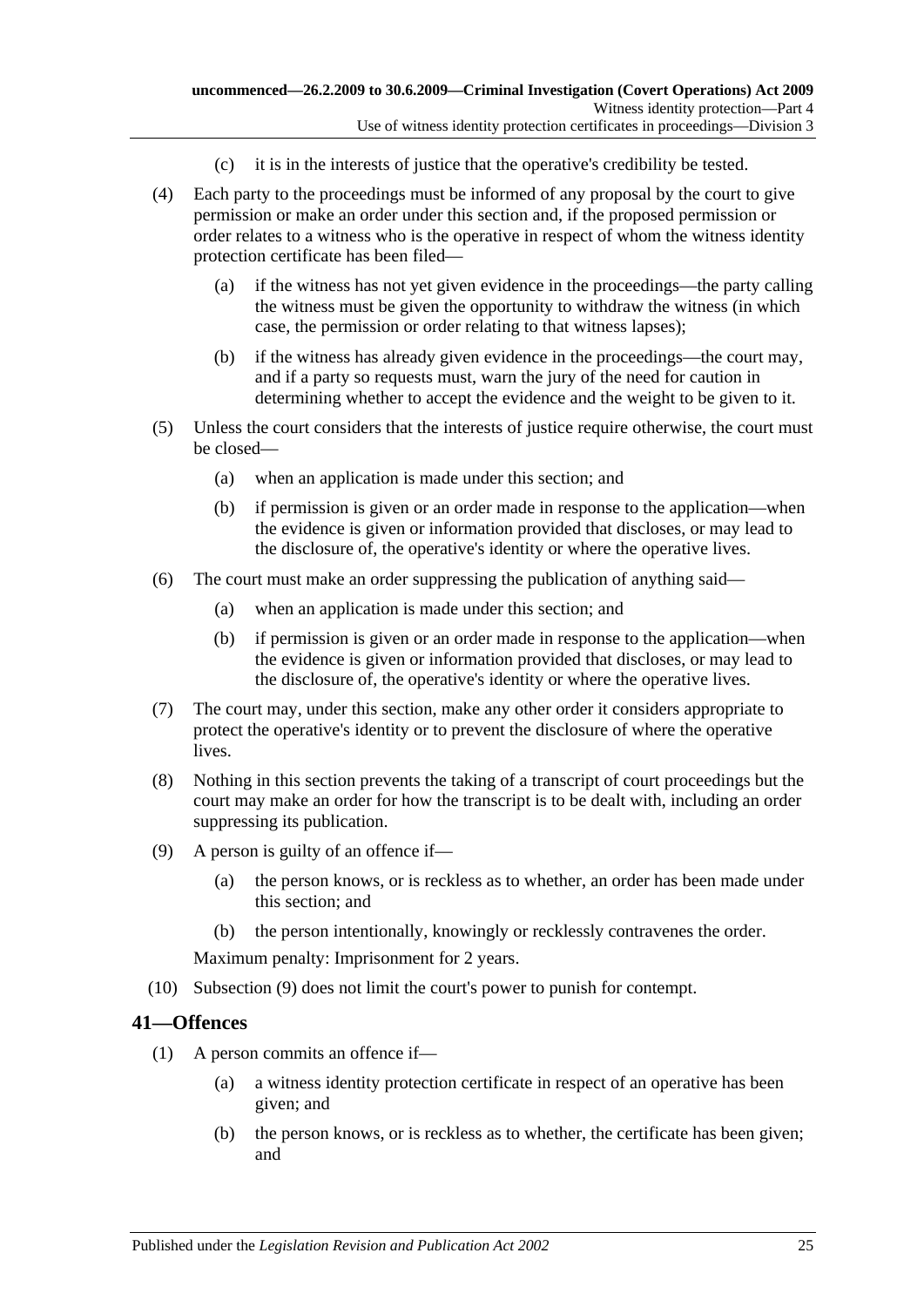(c) it is in the interests of justice that the operative's credibility be tested.

(4) Each party to the proceedings must be informed of any proposal by the court to give permission or make an order under this section and, if the proposed permission or order relates to a witness who is the operative in respect of whom the witness identity protection certificate has been filed—

(a) if the witness has not yet given evidence in the proceedings—the party calling the witness must be given the opportunity to withdraw the witness (in which case, the permission or order relating to that witness lapses);

(b) if the witness has already given evidence in the proceedings—the court may, and if a party so requests must, warn the jury of the need for caution in determining whether to accept the evidence and the weight to be given to it.

(5) Unless the court considers that the interests of justice require otherwise, the court must be closed—

(a) when an application is made under this section; and

(b) if permission is given or an order made in response to the application—when the evidence is given or information provided that discloses, or may lead to the disclosure of, the operative's identity or where the operative lives.

(6) The court must make an order suppressing the publication of anything said—

(a) when an application is made under this section; and

(b) if permission is given or an order made in response to the application—when the evidence is given or information provided that discloses, or may lead to the disclosure of, the operative's identity or where the operative lives.

(7) The court may, under this section, make any other order it considers appropriate to protect the operative's identity or to prevent the disclosure of where the operative lives.

(8) Nothing in this section prevents the taking of a transcript of court proceedings but the court may make an order for how the transcript is to be dealt with, including an order suppressing its publication.

(9) A person is guilty of an offence if—

(a) the person knows, or is reckless as to whether, an order has been made under this section; and

(b) the person intentionally, knowingly or recklessly contravenes the order.

Maximum penalty: Imprisonment for 2 years.

(10) Subsection (9) does not limit the court's power to punish for contempt.

## 41—Offences

(1) A person commits an offence if—

(a) a witness identity protection certificate in respect of an operative has been given; and

(b) the person knows, or is reckless as to whether, the certificate has been given; and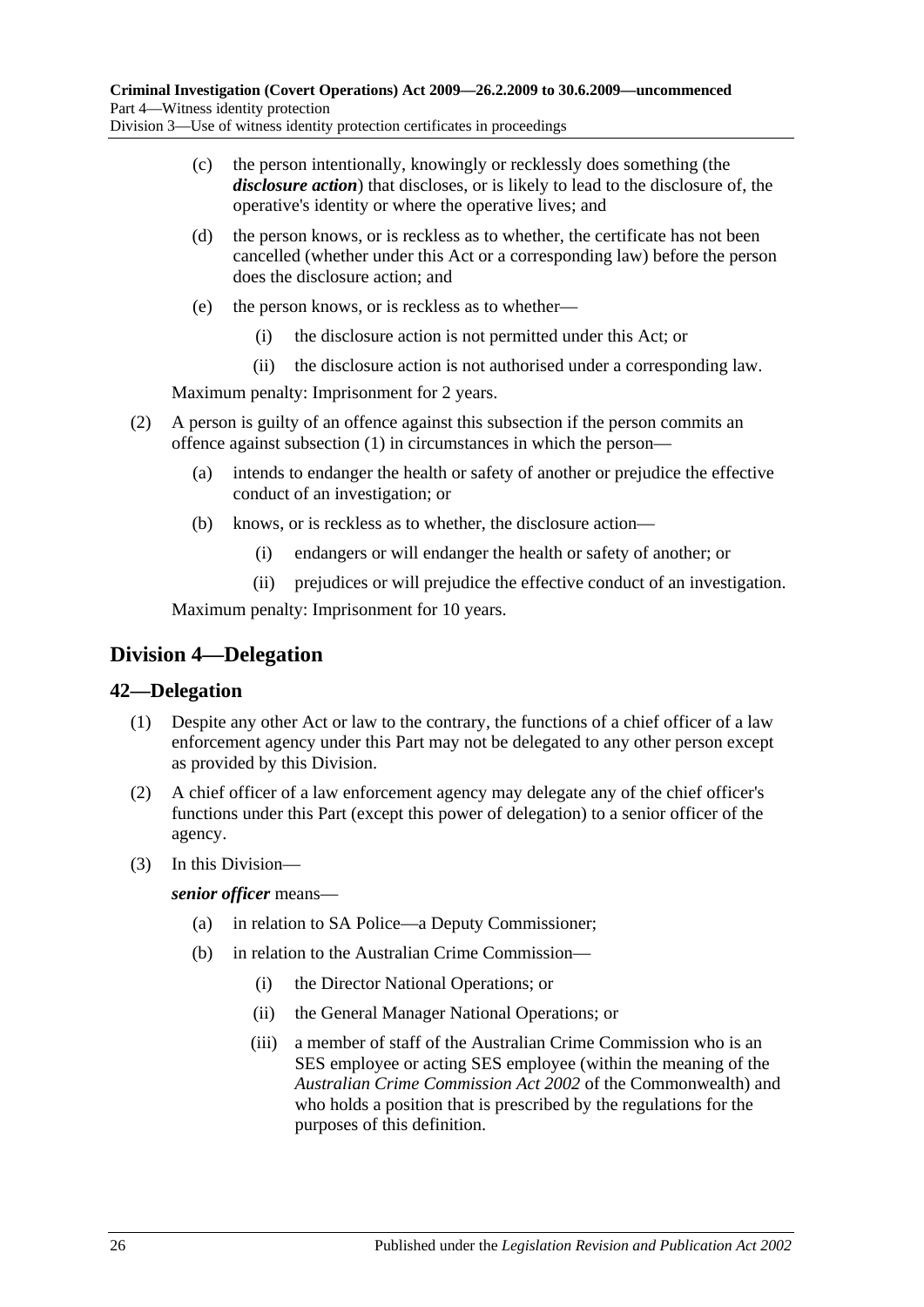(c) the person intentionally, knowingly or recklessly does something (the ***disclosure action***) that discloses, or is likely to lead to the disclosure of, the operative's identity or where the operative lives; and

(d) the person knows, or is reckless as to whether, the certificate has not been cancelled (whether under this Act or a corresponding law) before the person does the disclosure action; and

(e) the person knows, or is reckless as to whether—

(i) the disclosure action is not permitted under this Act; or

(ii) the disclosure action is not authorised under a corresponding law.

Maximum penalty: Imprisonment for 2 years.

(2) A person is guilty of an offence against this subsection if the person commits an offence against subsection (1) in circumstances in which the person—

(a) intends to endanger the health or safety of another or prejudice the effective conduct of an investigation; or

(b) knows, or is reckless as to whether, the disclosure action—

(i) endangers or will endanger the health or safety of another; or

(ii) prejudices or will prejudice the effective conduct of an investigation.

Maximum penalty: Imprisonment for 10 years.

## Division 4—Delegation

### 42—Delegation

(1) Despite any other Act or law to the contrary, the functions of a chief officer of a law enforcement agency under this Part may not be delegated to any other person except as provided by this Division.

(2) A chief officer of a law enforcement agency may delegate any of the chief officer's functions under this Part (except this power of delegation) to a senior officer of the agency.

(3) In this Division—

***senior officer*** means—

(a) in relation to SA Police—a Deputy Commissioner;

(b) in relation to the Australian Crime Commission—

(i) the Director National Operations; or

(ii) the General Manager National Operations; or

(iii) a member of staff of the Australian Crime Commission who is an SES employee or acting SES employee (within the meaning of the *Australian Crime Commission Act 2002* of the Commonwealth) and who holds a position that is prescribed by the regulations for the purposes of this definition.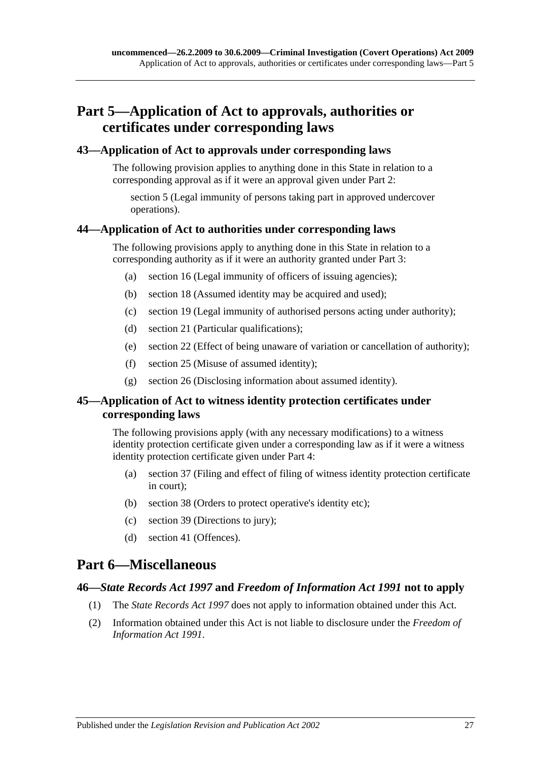# Part 5—Application of Act to approvals, authorities or certificates under corresponding laws

## 43—Application of Act to approvals under corresponding laws

The following provision applies to anything done in this State in relation to a corresponding approval as if it were an approval given under Part 2:

section 5 (Legal immunity of persons taking part in approved undercover operations).

## 44—Application of Act to authorities under corresponding laws

The following provisions apply to anything done in this State in relation to a corresponding authority as if it were an authority granted under Part 3:

(a) section 16 (Legal immunity of officers of issuing agencies);

(b) section 18 (Assumed identity may be acquired and used);

(c) section 19 (Legal immunity of authorised persons acting under authority);

(d) section 21 (Particular qualifications);

(e) section 22 (Effect of being unaware of variation or cancellation of authority);

(f) section 25 (Misuse of assumed identity);

(g) section 26 (Disclosing information about assumed identity).

## 45—Application of Act to witness identity protection certificates under corresponding laws

The following provisions apply (with any necessary modifications) to a witness identity protection certificate given under a corresponding law as if it were a witness identity protection certificate given under Part 4:

(a) section 37 (Filing and effect of filing of witness identity protection certificate in court);

(b) section 38 (Orders to protect operative's identity etc);

(c) section 39 (Directions to jury);

(d) section 41 (Offences).

# Part 6—Miscellaneous

## 46—*State Records Act 1997* and *Freedom of Information Act 1991* not to apply

(1) The *State Records Act 1997* does not apply to information obtained under this Act.

(2) Information obtained under this Act is not liable to disclosure under the *Freedom of Information Act 1991*.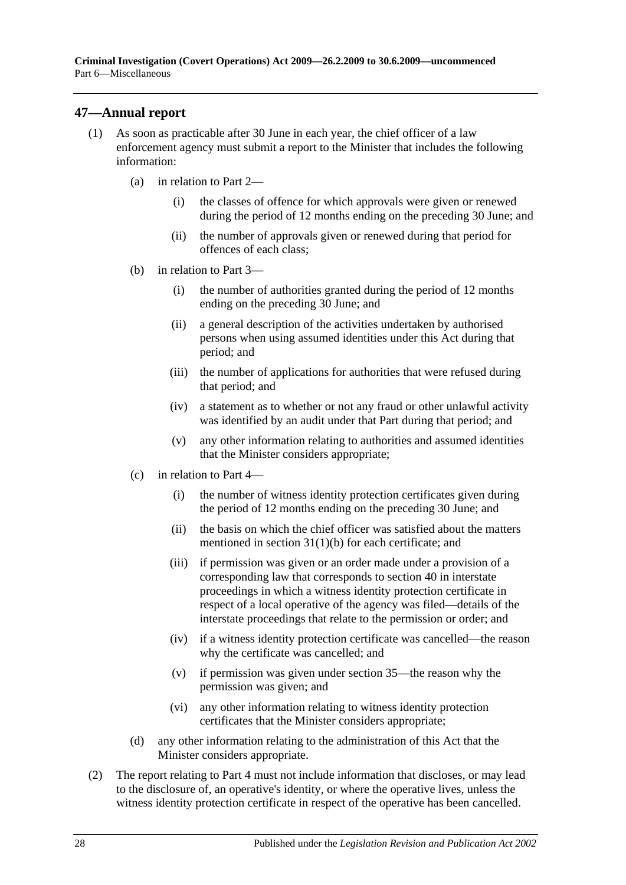## 47—Annual report

(1) As soon as practicable after 30 June in each year, the chief officer of a law enforcement agency must submit a report to the Minister that includes the following information:

- (a) in relation to Part 2—
  - (i) the classes of offence for which approvals were given or renewed during the period of 12 months ending on the preceding 30 June; and
  - (ii) the number of approvals given or renewed during that period for offences of each class;
- (b) in relation to Part 3—
  - (i) the number of authorities granted during the period of 12 months ending on the preceding 30 June; and
  - (ii) a general description of the activities undertaken by authorised persons when using assumed identities under this Act during that period; and
  - (iii) the number of applications for authorities that were refused during that period; and
  - (iv) a statement as to whether or not any fraud or other unlawful activity was identified by an audit under that Part during that period; and
  - (v) any other information relating to authorities and assumed identities that the Minister considers appropriate;
- (c) in relation to Part 4—
  - (i) the number of witness identity protection certificates given during the period of 12 months ending on the preceding 30 June; and
  - (ii) the basis on which the chief officer was satisfied about the matters mentioned in section 31(1)(b) for each certificate; and
  - (iii) if permission was given or an order made under a provision of a corresponding law that corresponds to section 40 in interstate proceedings in which a witness identity protection certificate in respect of a local operative of the agency was filed—details of the interstate proceedings that relate to the permission or order; and
  - (iv) if a witness identity protection certificate was cancelled—the reason why the certificate was cancelled; and
  - (v) if permission was given under section 35—the reason why the permission was given; and
  - (vi) any other information relating to witness identity protection certificates that the Minister considers appropriate;
- (d) any other information relating to the administration of this Act that the Minister considers appropriate.

(2) The report relating to Part 4 must not include information that discloses, or may lead to the disclosure of, an operative's identity, or where the operative lives, unless the witness identity protection certificate in respect of the operative has been cancelled.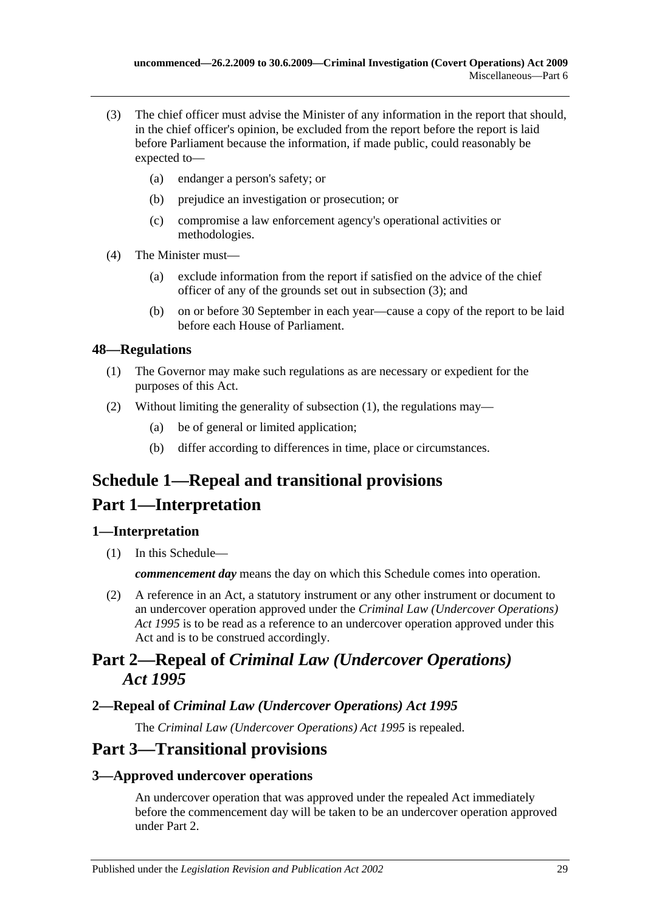(3) The chief officer must advise the Minister of any information in the report that should, in the chief officer's opinion, be excluded from the report before the report is laid before Parliament because the information, if made public, could reasonably be expected to—

(a) endanger a person's safety; or

(b) prejudice an investigation or prosecution; or

(c) compromise a law enforcement agency's operational activities or methodologies.

(4) The Minister must—

(a) exclude information from the report if satisfied on the advice of the chief officer of any of the grounds set out in subsection (3); and

(b) on or before 30 September in each year—cause a copy of the report to be laid before each House of Parliament.

### 48—Regulations

(1) The Governor may make such regulations as are necessary or expedient for the purposes of this Act.

(2) Without limiting the generality of subsection (1), the regulations may—

(a) be of general or limited application;

(b) differ according to differences in time, place or circumstances.

# Schedule 1—Repeal and transitional provisions

## Part 1—Interpretation

### 1—Interpretation

(1) In this Schedule—

***commencement day*** means the day on which this Schedule comes into operation.

(2) A reference in an Act, a statutory instrument or any other instrument or document to an undercover operation approved under the *Criminal Law (Undercover Operations) Act 1995* is to be read as a reference to an undercover operation approved under this Act and is to be construed accordingly.

## Part 2—Repeal of *Criminal Law (Undercover Operations) Act 1995*

### 2—Repeal of *Criminal Law (Undercover Operations) Act 1995*

The *Criminal Law (Undercover Operations) Act 1995* is repealed.

## Part 3—Transitional provisions

### 3—Approved undercover operations

An undercover operation that was approved under the repealed Act immediately before the commencement day will be taken to be an undercover operation approved under Part 2.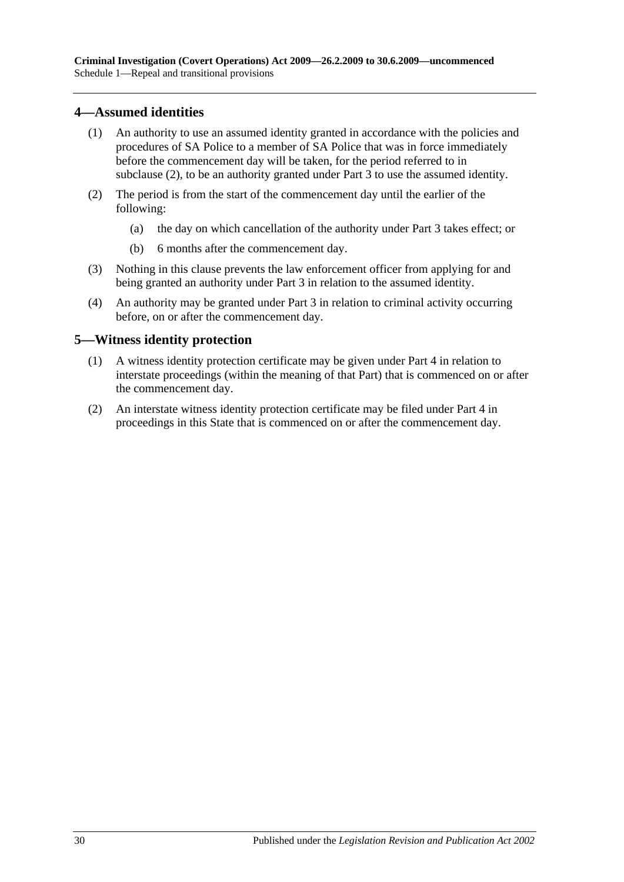## 4—Assumed identities

(1) An authority to use an assumed identity granted in accordance with the policies and procedures of SA Police to a member of SA Police that was in force immediately before the commencement day will be taken, for the period referred to in subclause (2), to be an authority granted under Part 3 to use the assumed identity.

(2) The period is from the start of the commencement day until the earlier of the following:

(a) the day on which cancellation of the authority under Part 3 takes effect; or

(b) 6 months after the commencement day.

(3) Nothing in this clause prevents the law enforcement officer from applying for and being granted an authority under Part 3 in relation to the assumed identity.

(4) An authority may be granted under Part 3 in relation to criminal activity occurring before, on or after the commencement day.

## 5—Witness identity protection

(1) A witness identity protection certificate may be given under Part 4 in relation to interstate proceedings (within the meaning of that Part) that is commenced on or after the commencement day.

(2) An interstate witness identity protection certificate may be filed under Part 4 in proceedings in this State that is commenced on or after the commencement day.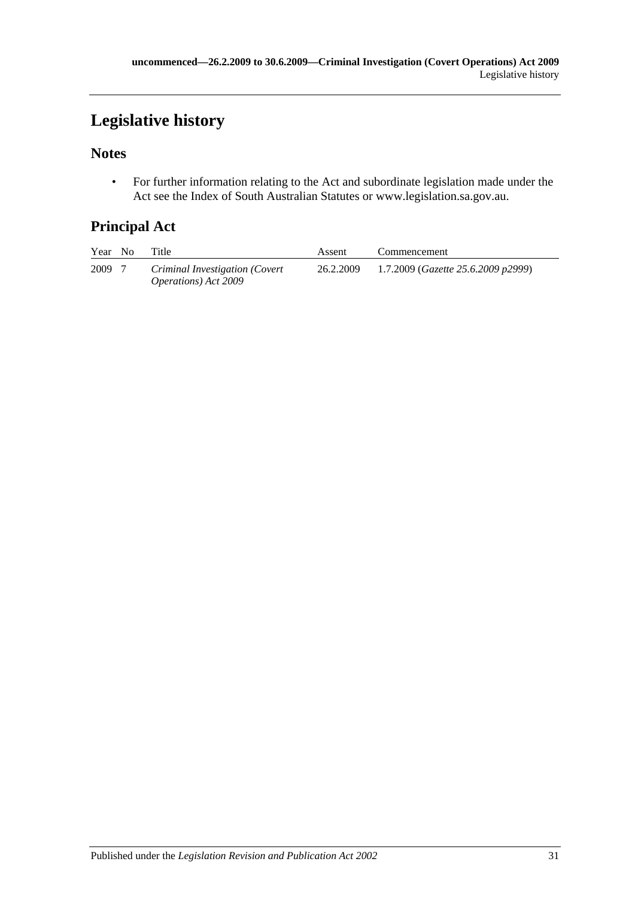# Legislative history

## Notes

- For further information relating to the Act and subordinate legislation made under the Act see the Index of South Australian Statutes or www.legislation.sa.gov.au.

## Principal Act

| Year | No | Title | Assent | Commencement |
|---|---|---|---|---|
| 2009 | 7 | *Criminal Investigation (Covert Operations) Act 2009* | 26.2.2009 | 1.7.2009 (*Gazette 25.6.2009 p2999*) |